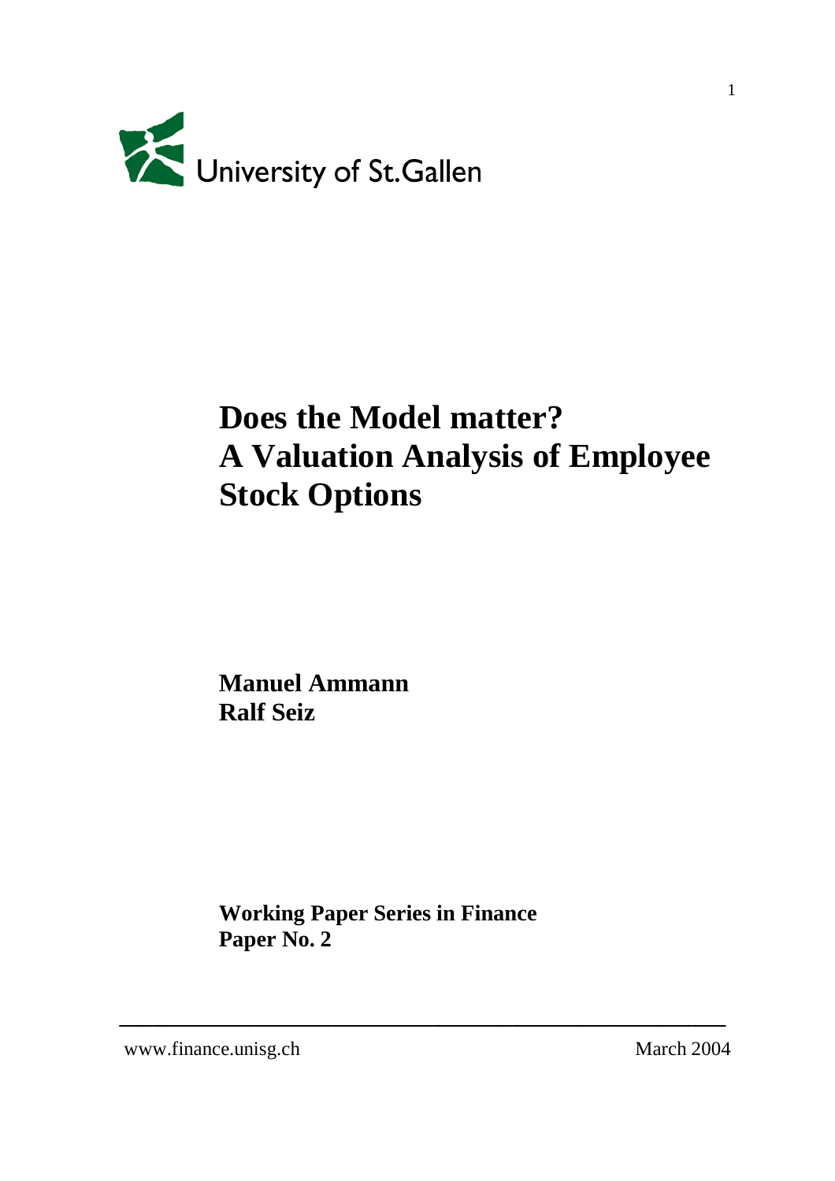University of St.Gallen

# Does the Model matter? A Valuation Analysis of Employee Stock Options

**Manuel Ammann**
**Ralf Seiz**

**Working Paper Series in Finance**
**Paper No. 2**

---

www.finance.unisg.ch

March 2004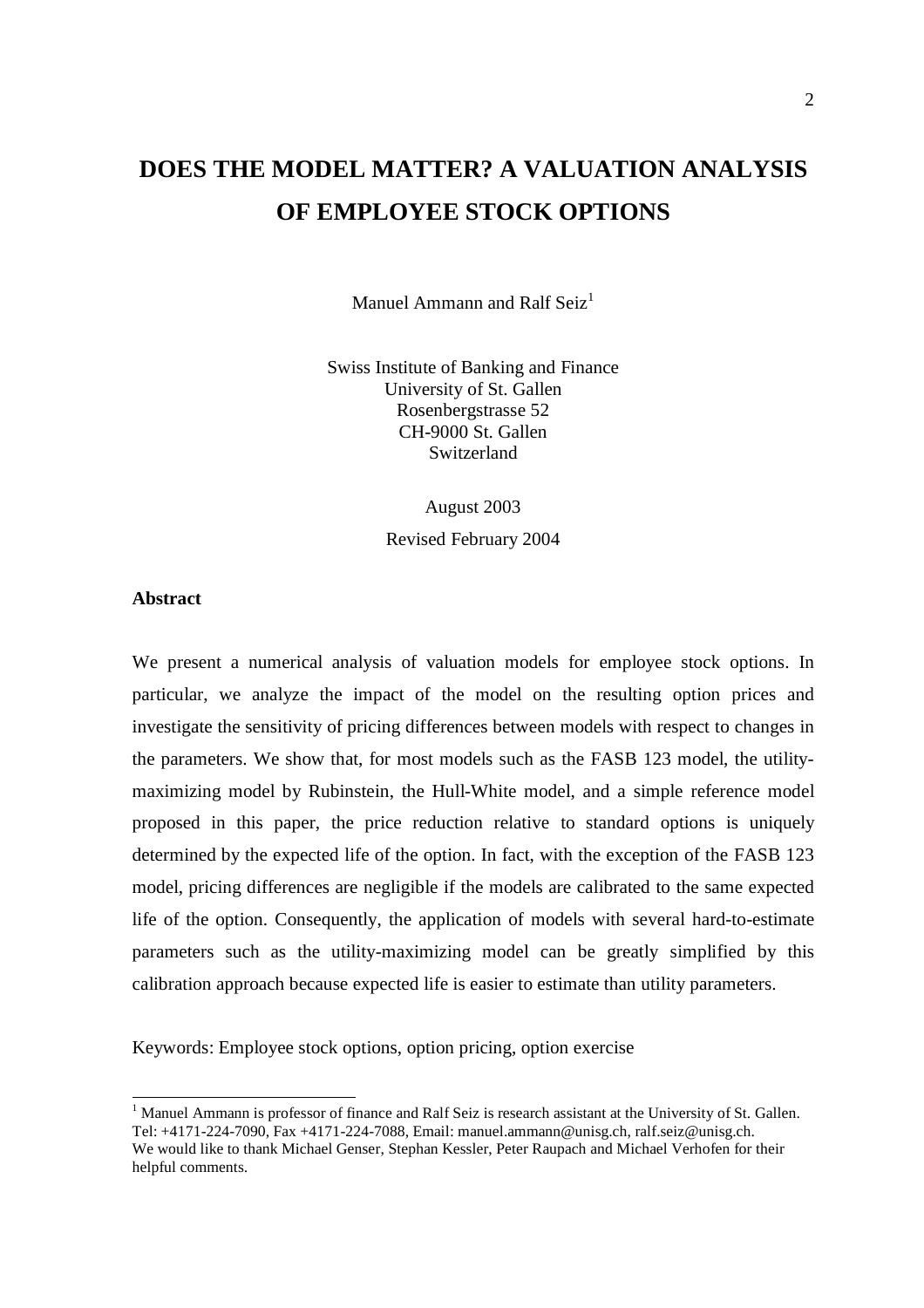# DOES THE MODEL MATTER? A VALUATION ANALYSIS OF EMPLOYEE STOCK OPTIONS

Manuel Ammann and Ralf Seiz[1]

Swiss Institute of Banking and Finance
University of St. Gallen
Rosenbergstrasse 52
CH-9000 St. Gallen
Switzerland

August 2003

Revised February 2004

**Abstract**

We present a numerical analysis of valuation models for employee stock options. In particular, we analyze the impact of the model on the resulting option prices and investigate the sensitivity of pricing differences between models with respect to changes in the parameters. We show that, for most models such as the FASB 123 model, the utility-maximizing model by Rubinstein, the Hull-White model, and a simple reference model proposed in this paper, the price reduction relative to standard options is uniquely determined by the expected life of the option. In fact, with the exception of the FASB 123 model, pricing differences are negligible if the models are calibrated to the same expected life of the option. Consequently, the application of models with several hard-to-estimate parameters such as the utility-maximizing model can be greatly simplified by this calibration approach because expected life is easier to estimate than utility parameters.

Keywords: Employee stock options, option pricing, option exercise

---

[1] Manuel Ammann is professor of finance and Ralf Seiz is research assistant at the University of St. Gallen. Tel: +4171-224-7090, Fax +4171-224-7088, Email: manuel.ammann@unisg.ch, ralf.seiz@unisg.ch. We would like to thank Michael Genser, Stephan Kessler, Peter Raupach and Michael Verhofen for their helpful comments.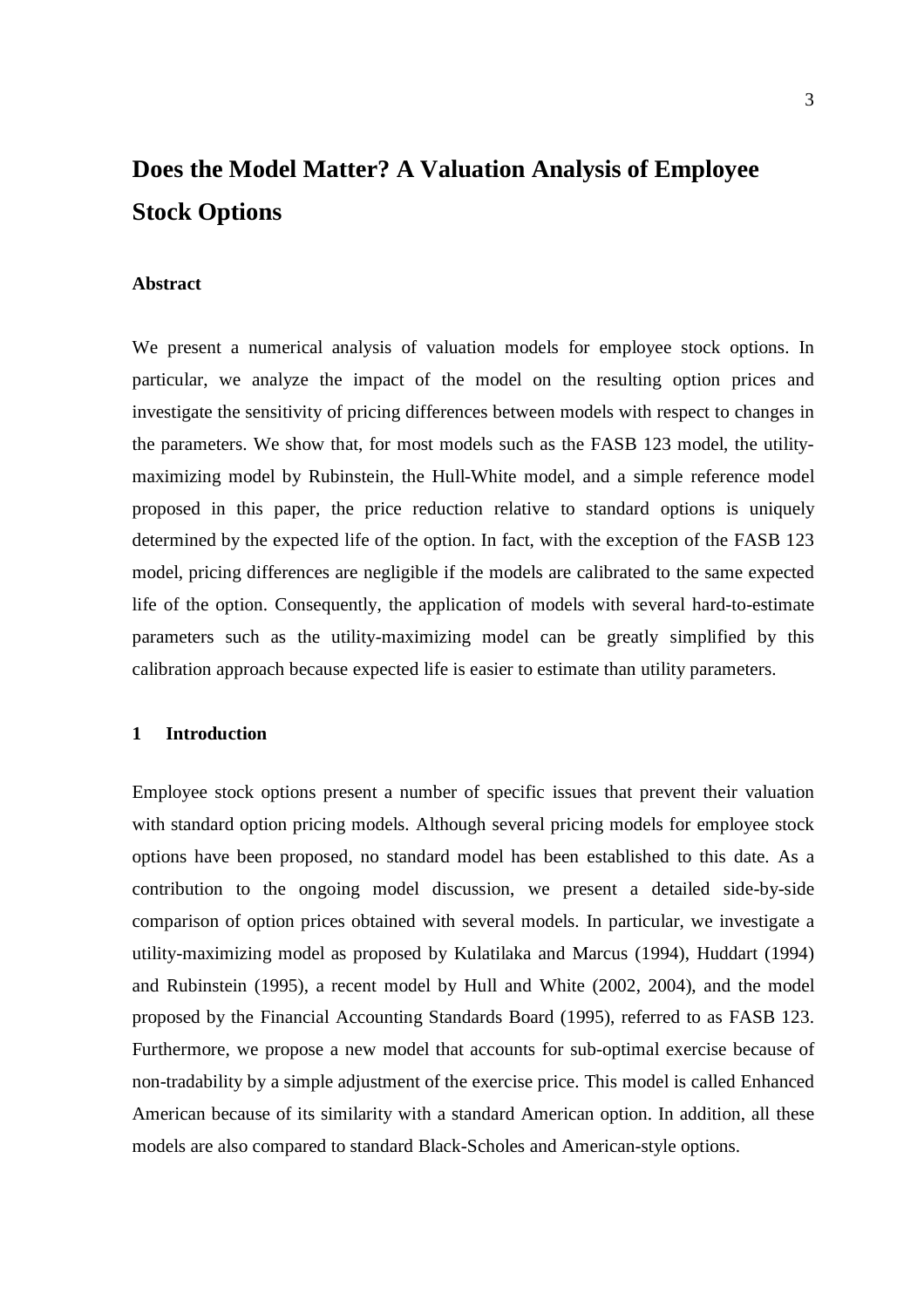# Does the Model Matter? A Valuation Analysis of Employee Stock Options

### Abstract

We present a numerical analysis of valuation models for employee stock options. In particular, we analyze the impact of the model on the resulting option prices and investigate the sensitivity of pricing differences between models with respect to changes in the parameters. We show that, for most models such as the FASB 123 model, the utility-maximizing model by Rubinstein, the Hull-White model, and a simple reference model proposed in this paper, the price reduction relative to standard options is uniquely determined by the expected life of the option. In fact, with the exception of the FASB 123 model, pricing differences are negligible if the models are calibrated to the same expected life of the option. Consequently, the application of models with several hard-to-estimate parameters such as the utility-maximizing model can be greatly simplified by this calibration approach because expected life is easier to estimate than utility parameters.

## 1 Introduction

Employee stock options present a number of specific issues that prevent their valuation with standard option pricing models. Although several pricing models for employee stock options have been proposed, no standard model has been established to this date. As a contribution to the ongoing model discussion, we present a detailed side-by-side comparison of option prices obtained with several models. In particular, we investigate a utility-maximizing model as proposed by Kulatilaka and Marcus (1994), Huddart (1994) and Rubinstein (1995), a recent model by Hull and White (2002, 2004), and the model proposed by the Financial Accounting Standards Board (1995), referred to as FASB 123. Furthermore, we propose a new model that accounts for sub-optimal exercise because of non-tradability by a simple adjustment of the exercise price. This model is called Enhanced American because of its similarity with a standard American option. In addition, all these models are also compared to standard Black-Scholes and American-style options.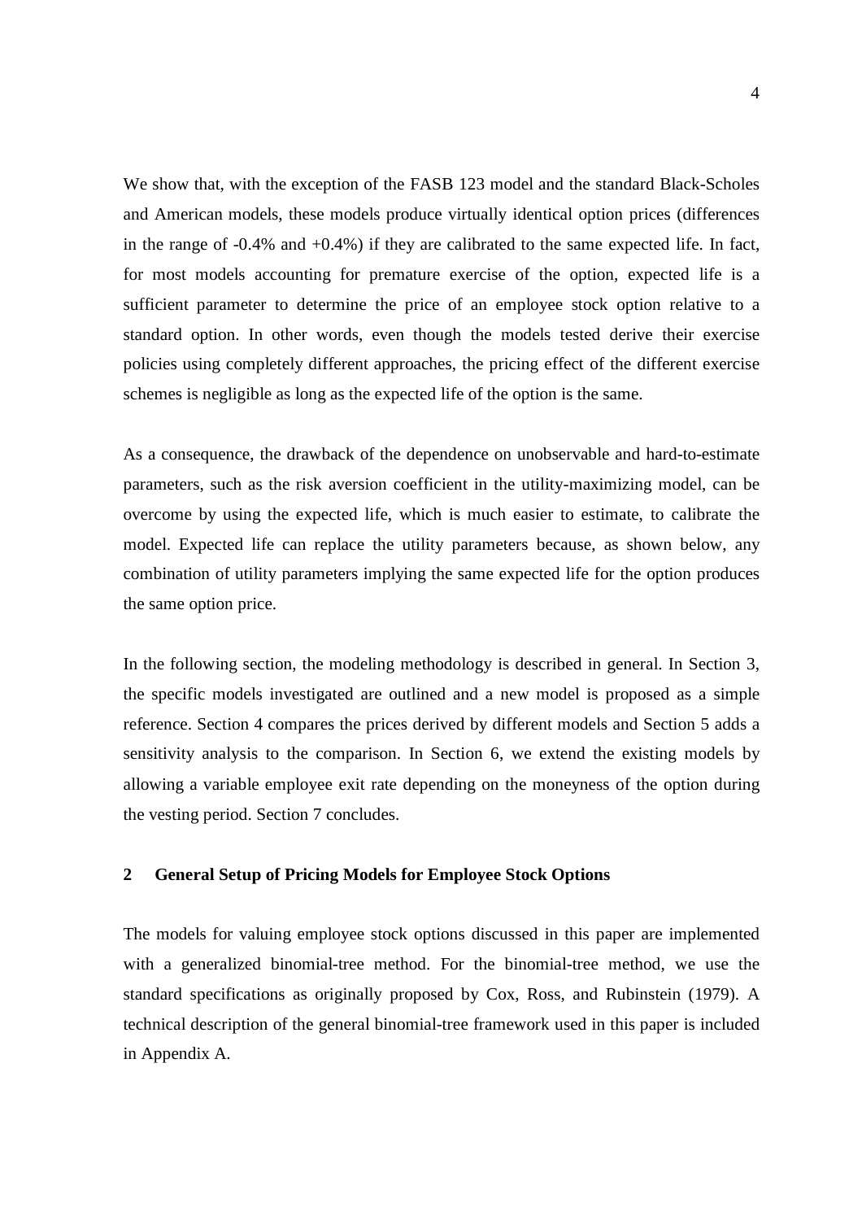We show that, with the exception of the FASB 123 model and the standard Black-Scholes and American models, these models produce virtually identical option prices (differences in the range of -0.4% and +0.4%) if they are calibrated to the same expected life. In fact, for most models accounting for premature exercise of the option, expected life is a sufficient parameter to determine the price of an employee stock option relative to a standard option. In other words, even though the models tested derive their exercise policies using completely different approaches, the pricing effect of the different exercise schemes is negligible as long as the expected life of the option is the same.

As a consequence, the drawback of the dependence on unobservable and hard-to-estimate parameters, such as the risk aversion coefficient in the utility-maximizing model, can be overcome by using the expected life, which is much easier to estimate, to calibrate the model. Expected life can replace the utility parameters because, as shown below, any combination of utility parameters implying the same expected life for the option produces the same option price.

In the following section, the modeling methodology is described in general. In Section 3, the specific models investigated are outlined and a new model is proposed as a simple reference. Section 4 compares the prices derived by different models and Section 5 adds a sensitivity analysis to the comparison. In Section 6, we extend the existing models by allowing a variable employee exit rate depending on the moneyness of the option during the vesting period. Section 7 concludes.

## 2 General Setup of Pricing Models for Employee Stock Options

The models for valuing employee stock options discussed in this paper are implemented with a generalized binomial-tree method. For the binomial-tree method, we use the standard specifications as originally proposed by Cox, Ross, and Rubinstein (1979). A technical description of the general binomial-tree framework used in this paper is included in Appendix A.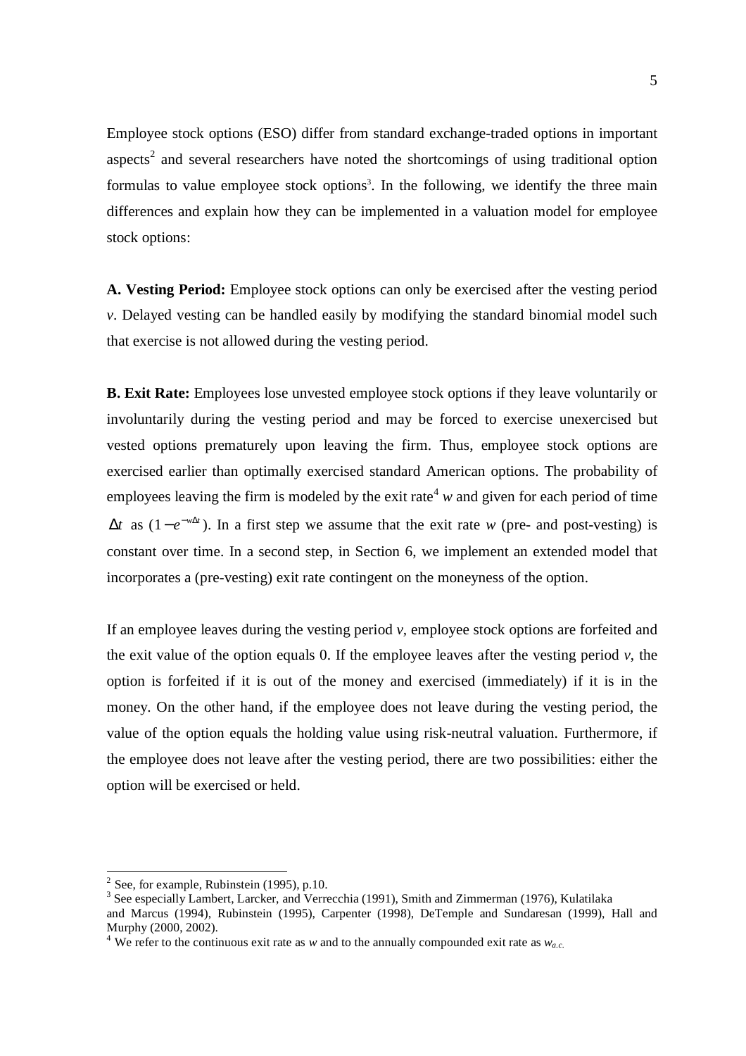Employee stock options (ESO) differ from standard exchange-traded options in important aspects[2] and several researchers have noted the shortcomings of using traditional option formulas to value employee stock options[3]. In the following, we identify the three main differences and explain how they can be implemented in a valuation model for employee stock options:

**A. Vesting Period:** Employee stock options can only be exercised after the vesting period *v*. Delayed vesting can be handled easily by modifying the standard binomial model such that exercise is not allowed during the vesting period.

**B. Exit Rate:** Employees lose unvested employee stock options if they leave voluntarily or involuntarily during the vesting period and may be forced to exercise unexercised but vested options prematurely upon leaving the firm. Thus, employee stock options are exercised earlier than optimally exercised standard American options. The probability of employees leaving the firm is modeled by the exit rate[4] $w$ and given for each period of time $\Delta t$ as $(1-e^{-w\Delta t})$. In a first step we assume that the exit rate $w$ (pre- and post-vesting) is constant over time. In a second step, in Section 6, we implement an extended model that incorporates a (pre-vesting) exit rate contingent on the moneyness of the option.

If an employee leaves during the vesting period $v$, employee stock options are forfeited and the exit value of the option equals 0. If the employee leaves after the vesting period $v$, the option is forfeited if it is out of the money and exercised (immediately) if it is in the money. On the other hand, if the employee does not leave during the vesting period, the value of the option equals the holding value using risk-neutral valuation. Furthermore, if the employee does not leave after the vesting period, there are two possibilities: either the option will be exercised or held.

---

[2] See, for example, Rubinstein (1995), p.10.

[3] See especially Lambert, Larcker, and Verrecchia (1991), Smith and Zimmerman (1976), Kulatilaka and Marcus (1994), Rubinstein (1995), Carpenter (1998), DeTemple and Sundaresan (1999), Hall and Murphy (2000, 2002).

[4] We refer to the continuous exit rate as $w$ and to the annually compounded exit rate as $w_{a.c.}$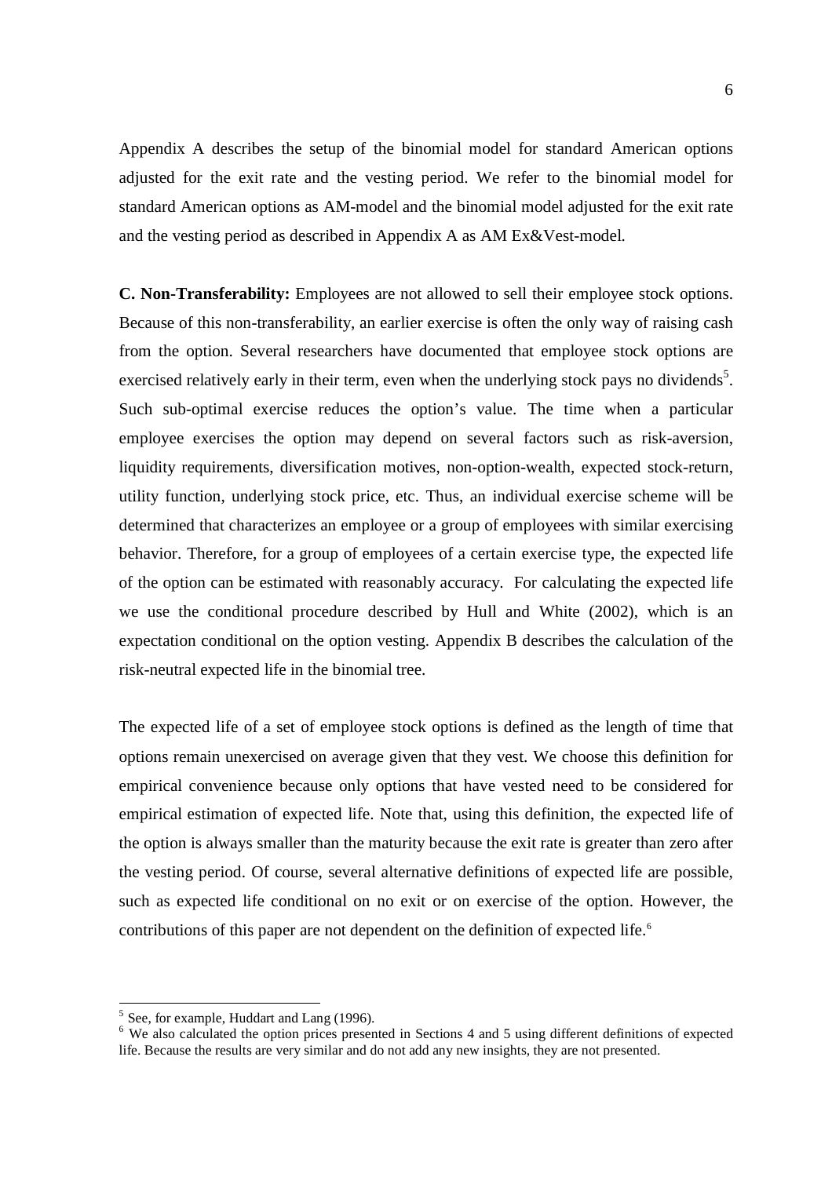Appendix A describes the setup of the binomial model for standard American options adjusted for the exit rate and the vesting period. We refer to the binomial model for standard American options as AM-model and the binomial model adjusted for the exit rate and the vesting period as described in Appendix A as AM Ex&Vest-model.

**C. Non-Transferability:** Employees are not allowed to sell their employee stock options. Because of this non-transferability, an earlier exercise is often the only way of raising cash from the option. Several researchers have documented that employee stock options are exercised relatively early in their term, even when the underlying stock pays no dividends[5]. Such sub-optimal exercise reduces the option's value. The time when a particular employee exercises the option may depend on several factors such as risk-aversion, liquidity requirements, diversification motives, non-option-wealth, expected stock-return, utility function, underlying stock price, etc. Thus, an individual exercise scheme will be determined that characterizes an employee or a group of employees with similar exercising behavior. Therefore, for a group of employees of a certain exercise type, the expected life of the option can be estimated with reasonably accuracy. For calculating the expected life we use the conditional procedure described by Hull and White (2002), which is an expectation conditional on the option vesting. Appendix B describes the calculation of the risk-neutral expected life in the binomial tree.

The expected life of a set of employee stock options is defined as the length of time that options remain unexercised on average given that they vest. We choose this definition for empirical convenience because only options that have vested need to be considered for empirical estimation of expected life. Note that, using this definition, the expected life of the option is always smaller than the maturity because the exit rate is greater than zero after the vesting period. Of course, several alternative definitions of expected life are possible, such as expected life conditional on no exit or on exercise of the option. However, the contributions of this paper are not dependent on the definition of expected life.[6]

---

[5] See, for example, Huddart and Lang (1996).

[6] We also calculated the option prices presented in Sections 4 and 5 using different definitions of expected life. Because the results are very similar and do not add any new insights, they are not presented.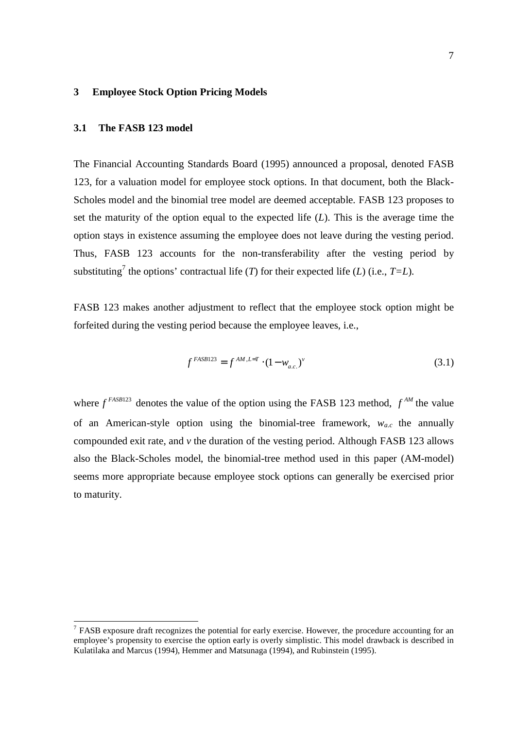## 3 Employee Stock Option Pricing Models

### 3.1 The FASB 123 model

The Financial Accounting Standards Board (1995) announced a proposal, denoted FASB 123, for a valuation model for employee stock options. In that document, both the Black-Scholes model and the binomial tree model are deemed acceptable. FASB 123 proposes to set the maturity of the option equal to the expected life (*L*). This is the average time the option stays in existence assuming the employee does not leave during the vesting period. Thus, FASB 123 accounts for the non-transferability after the vesting period by substituting[7] the options' contractual life (*T*) for their expected life (*L*) (i.e., $T=L$).

FASB 123 makes another adjustment to reflect that the employee stock option might be forfeited during the vesting period because the employee leaves, i.e.,

$$f^{FASB123} = f^{AM,L=T} \cdot (1 - w_{a.c.})^{v} \tag{3.1}$$

where $f^{FASB123}$ denotes the value of the option using the FASB 123 method, $f^{AM}$ the value of an American-style option using the binomial-tree framework, $w_{a.c}$ the annually compounded exit rate, and $v$ the duration of the vesting period. Although FASB 123 allows also the Black-Scholes model, the binomial-tree method used in this paper (AM-model) seems more appropriate because employee stock options can generally be exercised prior to maturity.

---

[7] FASB exposure draft recognizes the potential for early exercise. However, the procedure accounting for an employee's propensity to exercise the option early is overly simplistic. This model drawback is described in Kulatilaka and Marcus (1994), Hemmer and Matsunaga (1994), and Rubinstein (1995).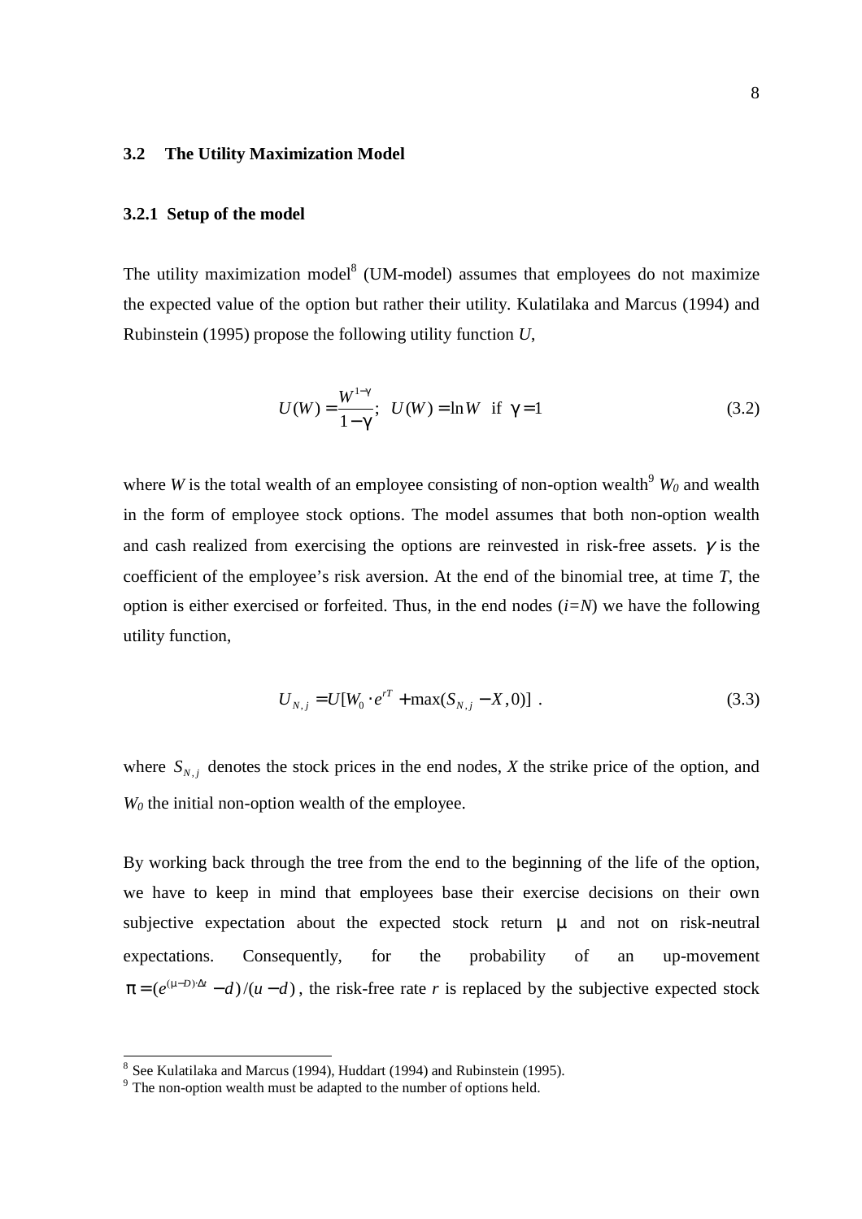### 3.2 The Utility Maximization Model

#### 3.2.1 Setup of the model

The utility maximization model[8] (UM-model) assumes that employees do not maximize the expected value of the option but rather their utility. Kulatilaka and Marcus (1994) and Rubinstein (1995) propose the following utility function *U*,

$$U(W) = \frac{W^{1-\gamma}}{1-\gamma}; \quad U(W) = \ln W \ \text{ if } \ \gamma = 1 \tag{3.2}$$

where *W* is the total wealth of an employee consisting of non-option wealth[9] $W_0$ and wealth in the form of employee stock options. The model assumes that both non-option wealth and cash realized from exercising the options are reinvested in risk-free assets. $\gamma$ is the coefficient of the employee's risk aversion. At the end of the binomial tree, at time *T*, the option is either exercised or forfeited. Thus, in the end nodes ($i=N$) we have the following utility function,

$$U_{N,j} = U[W_0 \cdot e^{rT} + \max(S_{N,j} - X, 0)] \ . \tag{3.3}$$

where $S_{N,j}$ denotes the stock prices in the end nodes, *X* the strike price of the option, and $W_0$ the initial non-option wealth of the employee.

By working back through the tree from the end to the beginning of the life of the option, we have to keep in mind that employees base their exercise decisions on their own subjective expectation about the expected stock return $\mu$ and not on risk-neutral expectations. Consequently, for the probability of an up-movement $\pi = (e^{(\mu - D)\cdot\Delta t} - d)/(u - d)$, the risk-free rate *r* is replaced by the subjective expected stock

---

[8] See Kulatilaka and Marcus (1994), Huddart (1994) and Rubinstein (1995).

[9] The non-option wealth must be adapted to the number of options held.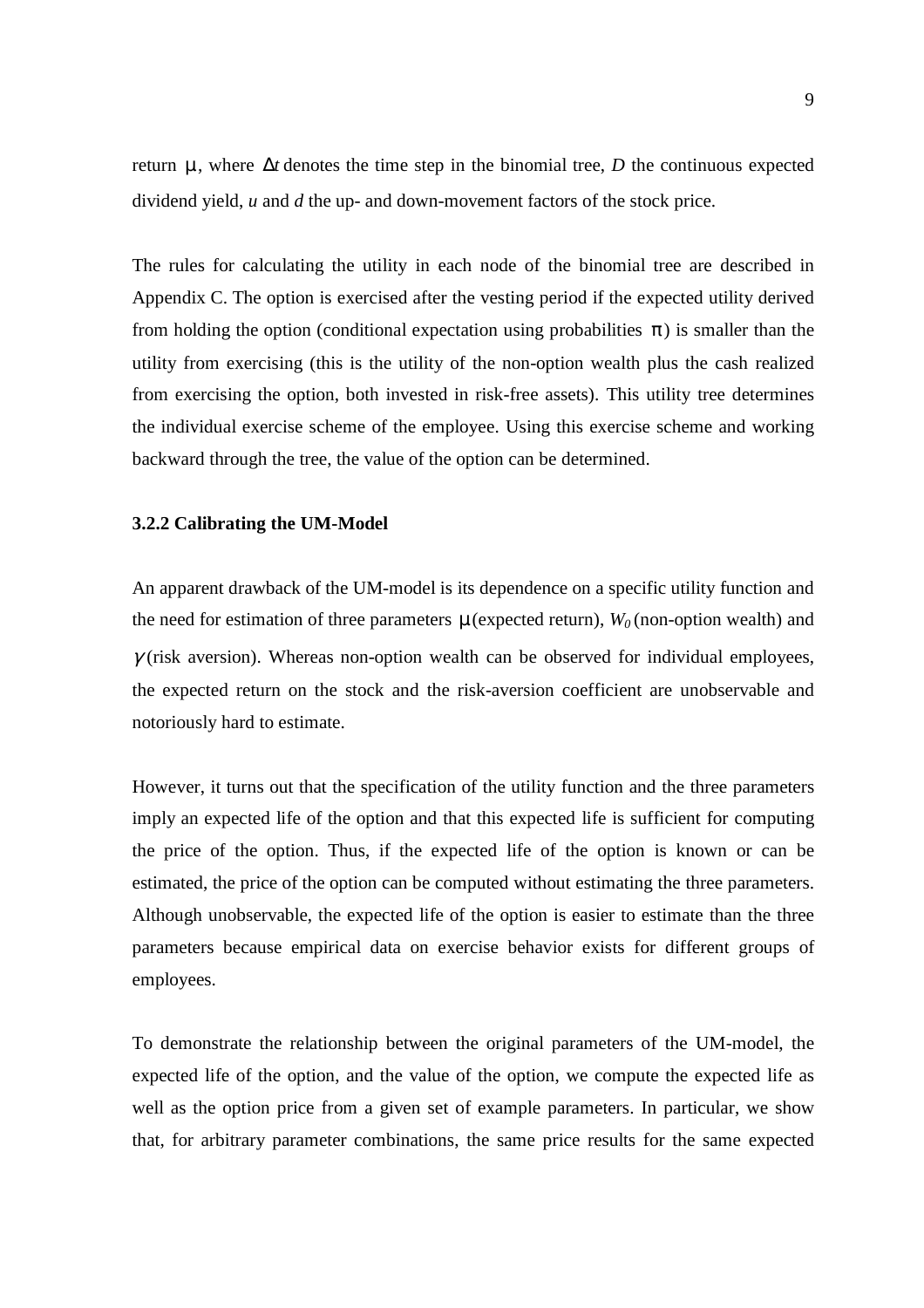return $\mu$, where $\Delta t$ denotes the time step in the binomial tree, $D$ the continuous expected dividend yield, $u$ and $d$ the up- and down-movement factors of the stock price.

The rules for calculating the utility in each node of the binomial tree are described in Appendix C. The option is exercised after the vesting period if the expected utility derived from holding the option (conditional expectation using probabilities $\pi$) is smaller than the utility from exercising (this is the utility of the non-option wealth plus the cash realized from exercising the option, both invested in risk-free assets). This utility tree determines the individual exercise scheme of the employee. Using this exercise scheme and working backward through the tree, the value of the option can be determined.

### 3.2.2 Calibrating the UM-Model

An apparent drawback of the UM-model is its dependence on a specific utility function and the need for estimation of three parameters $\mu$ (expected return), $W_0$ (non-option wealth) and $\gamma$ (risk aversion). Whereas non-option wealth can be observed for individual employees, the expected return on the stock and the risk-aversion coefficient are unobservable and notoriously hard to estimate.

However, it turns out that the specification of the utility function and the three parameters imply an expected life of the option and that this expected life is sufficient for computing the price of the option. Thus, if the expected life of the option is known or can be estimated, the price of the option can be computed without estimating the three parameters. Although unobservable, the expected life of the option is easier to estimate than the three parameters because empirical data on exercise behavior exists for different groups of employees.

To demonstrate the relationship between the original parameters of the UM-model, the expected life of the option, and the value of the option, we compute the expected life as well as the option price from a given set of example parameters. In particular, we show that, for arbitrary parameter combinations, the same price results for the same expected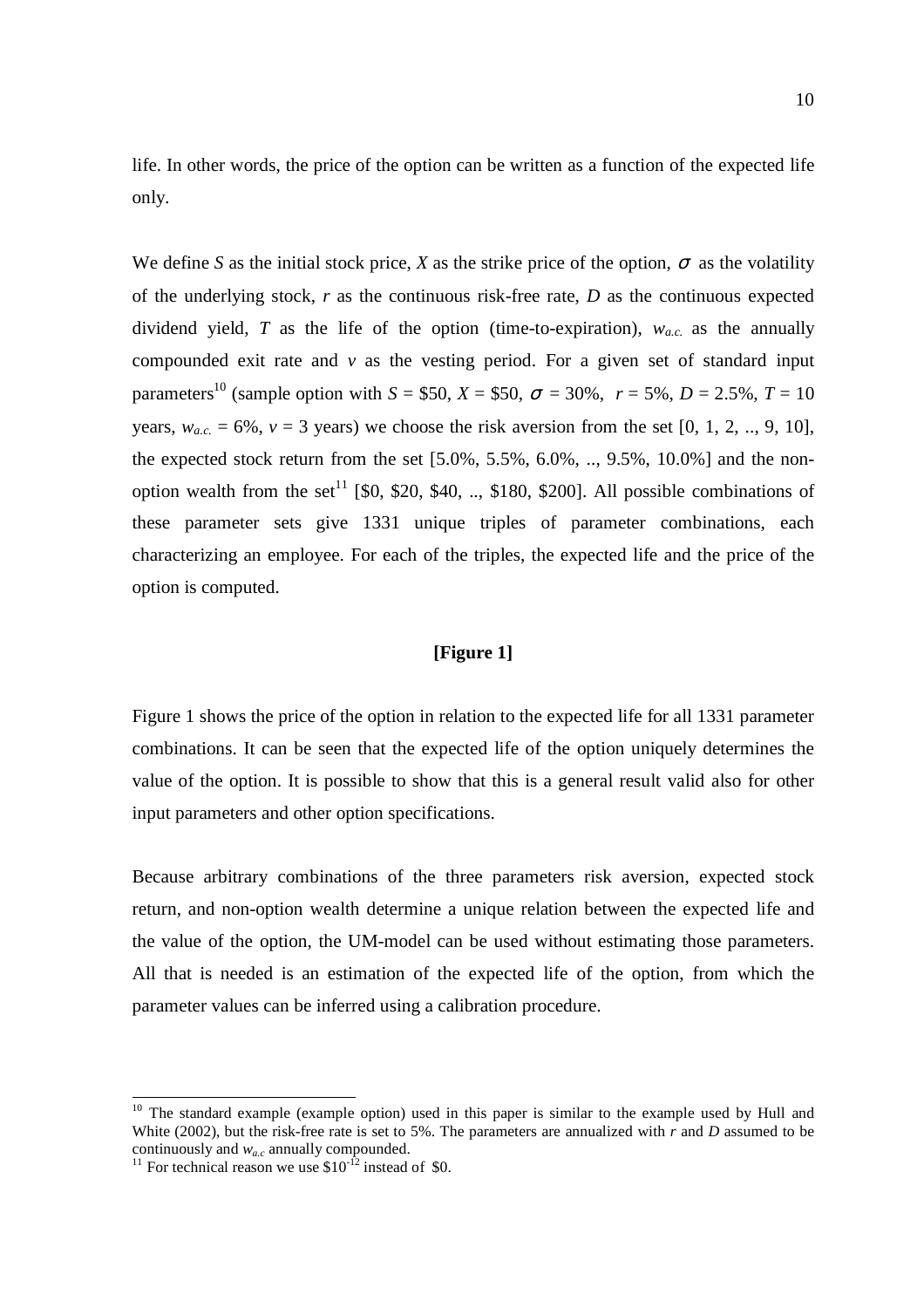life. In other words, the price of the option can be written as a function of the expected life only.

We define $S$ as the initial stock price, $X$ as the strike price of the option, $\sigma$ as the volatility of the underlying stock, $r$ as the continuous risk-free rate, $D$ as the continuous expected dividend yield, $T$ as the life of the option (time-to-expiration), $w_{a.c.}$ as the annually compounded exit rate and $v$ as the vesting period. For a given set of standard input parameters[10] (sample option with $S$ = \$50, $X$ = \$50, $\sigma$ = 30%, $r$ = 5%, $D$ = 2.5%, $T$ = 10 years, $w_{a.c.}$ = 6%, $v$ = 3 years) we choose the risk aversion from the set [0, 1, 2, .., 9, 10], the expected stock return from the set [5.0%, 5.5%, 6.0%, .., 9.5%, 10.0%] and the non-option wealth from the set[11] [\$0, \$20, \$40, .., \$180, \$200]. All possible combinations of these parameter sets give 1331 unique triples of parameter combinations, each characterizing an employee. For each of the triples, the expected life and the price of the option is computed.

**[Figure 1]**

Figure 1 shows the price of the option in relation to the expected life for all 1331 parameter combinations. It can be seen that the expected life of the option uniquely determines the value of the option. It is possible to show that this is a general result valid also for other input parameters and other option specifications.

Because arbitrary combinations of the three parameters risk aversion, expected stock return, and non-option wealth determine a unique relation between the expected life and the value of the option, the UM-model can be used without estimating those parameters. All that is needed is an estimation of the expected life of the option, from which the parameter values can be inferred using a calibration procedure.

---

[10] The standard example (example option) used in this paper is similar to the example used by Hull and White (2002), but the risk-free rate is set to 5%. The parameters are annualized with $r$ and $D$ assumed to be continuously and $w_{a.c}$ annually compounded.

[11] For technical reason we use \$$10^{-12}$ instead of \$0.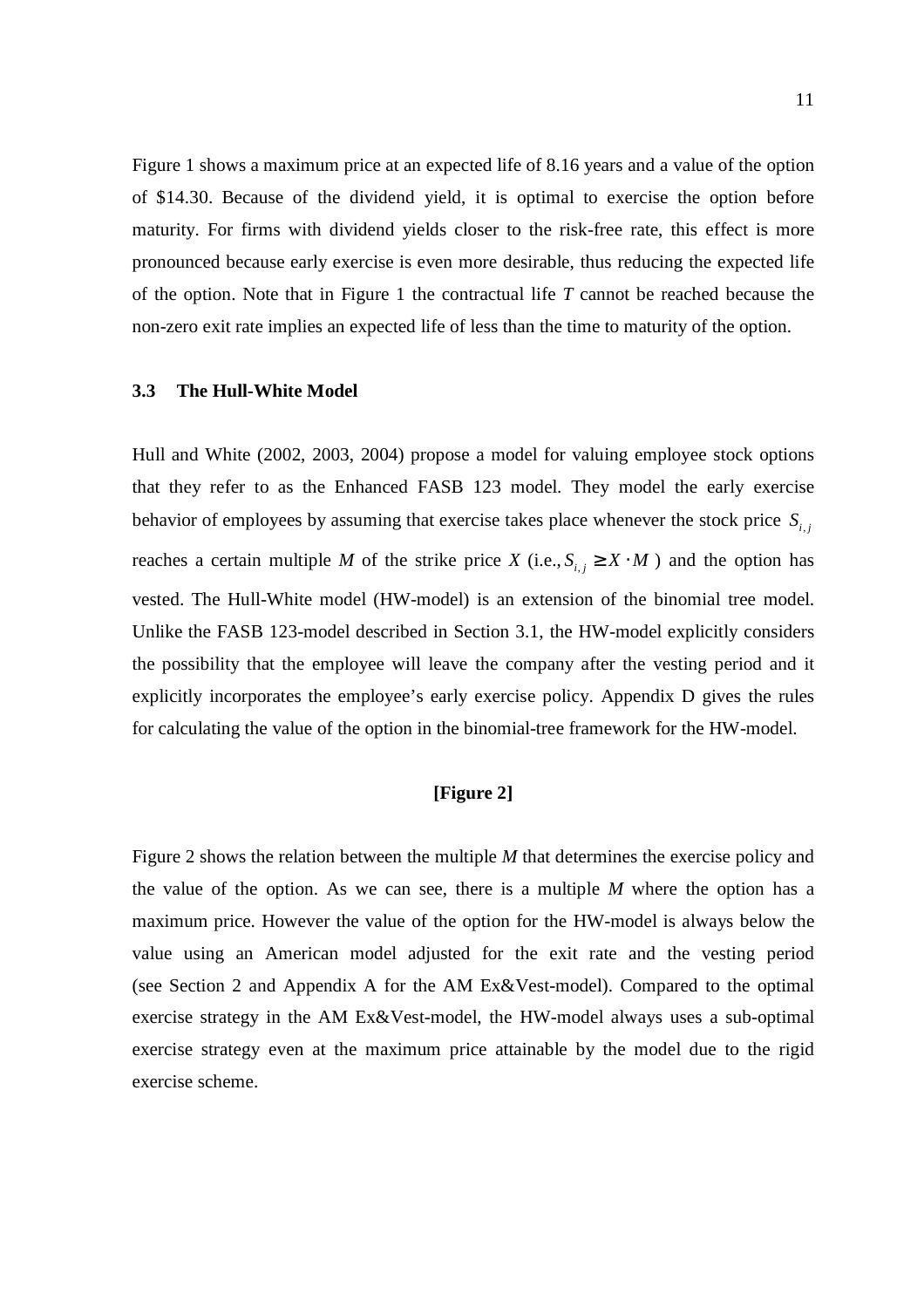Figure 1 shows a maximum price at an expected life of 8.16 years and a value of the option of $14.30. Because of the dividend yield, it is optimal to exercise the option before maturity. For firms with dividend yields closer to the risk-free rate, this effect is more pronounced because early exercise is even more desirable, thus reducing the expected life of the option. Note that in Figure 1 the contractual life $T$ cannot be reached because the non-zero exit rate implies an expected life of less than the time to maturity of the option.

### 3.3 The Hull-White Model

Hull and White (2002, 2003, 2004) propose a model for valuing employee stock options that they refer to as the Enhanced FASB 123 model. They model the early exercise behavior of employees by assuming that exercise takes place whenever the stock price $S_{i,j}$ reaches a certain multiple $M$ of the strike price $X$ (i.e., $S_{i,j} \geq X \cdot M$ ) and the option has vested. The Hull-White model (HW-model) is an extension of the binomial tree model. Unlike the FASB 123-model described in Section 3.1, the HW-model explicitly considers the possibility that the employee will leave the company after the vesting period and it explicitly incorporates the employee's early exercise policy. Appendix D gives the rules for calculating the value of the option in the binomial-tree framework for the HW-model.

**[Figure 2]**

Figure 2 shows the relation between the multiple $M$ that determines the exercise policy and the value of the option. As we can see, there is a multiple $M$ where the option has a maximum price. However the value of the option for the HW-model is always below the value using an American model adjusted for the exit rate and the vesting period (see Section 2 and Appendix A for the AM Ex&Vest-model). Compared to the optimal exercise strategy in the AM Ex&Vest-model, the HW-model always uses a sub-optimal exercise strategy even at the maximum price attainable by the model due to the rigid exercise scheme.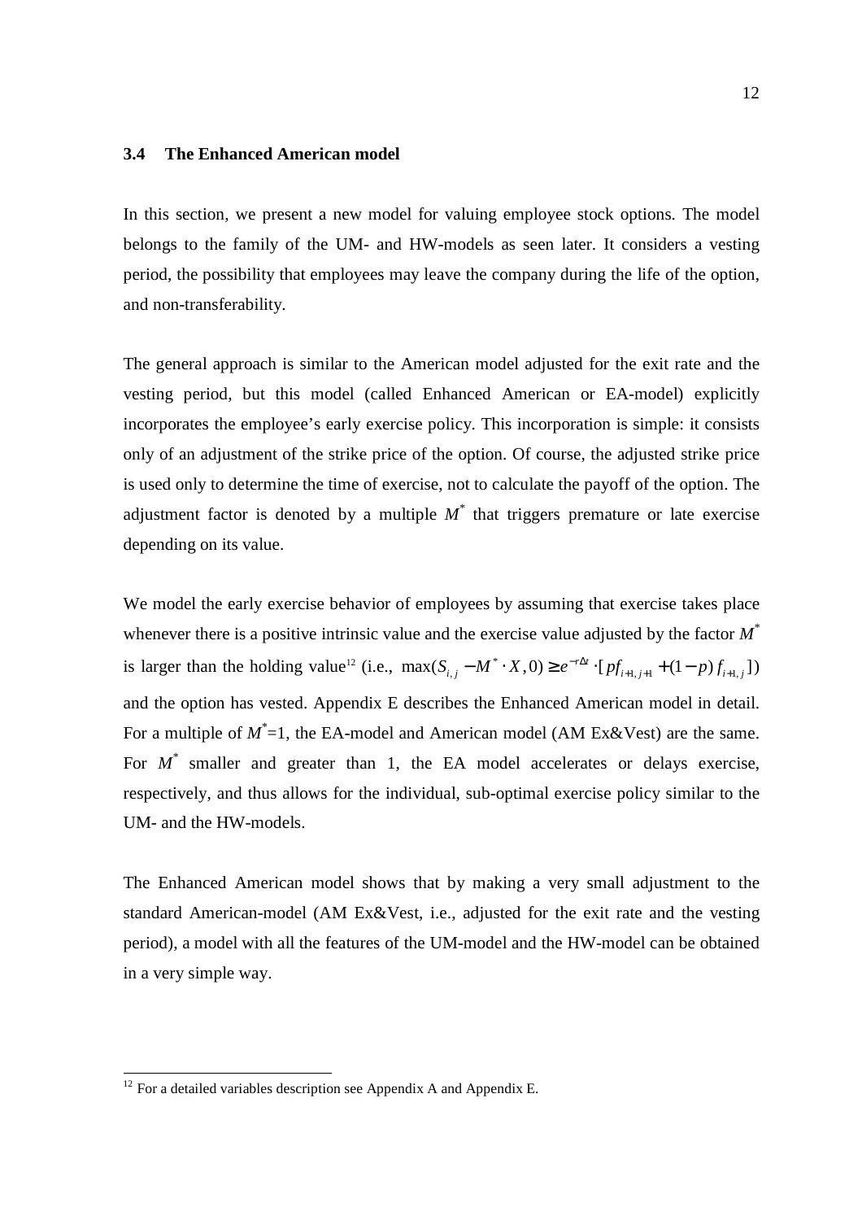### 3.4 The Enhanced American model

In this section, we present a new model for valuing employee stock options. The model belongs to the family of the UM- and HW-models as seen later. It considers a vesting period, the possibility that employees may leave the company during the life of the option, and non-transferability.

The general approach is similar to the American model adjusted for the exit rate and the vesting period, but this model (called Enhanced American or EA-model) explicitly incorporates the employee's early exercise policy. This incorporation is simple: it consists only of an adjustment of the strike price of the option. Of course, the adjusted strike price is used only to determine the time of exercise, not to calculate the payoff of the option. The adjustment factor is denoted by a multiple $M^*$ that triggers premature or late exercise depending on its value.

We model the early exercise behavior of employees by assuming that exercise takes place whenever there is a positive intrinsic value and the exercise value adjusted by the factor $M^*$ is larger than the holding value[12] (i.e., $\max(S_{i,j} - M^* \cdot X, 0) \geq e^{-r\Delta t} \cdot [pf_{i+1,j+1} + (1-p) f_{i+1,j}]$) and the option has vested. Appendix E describes the Enhanced American model in detail. For a multiple of $M^*$=1, the EA-model and American model (AM Ex&Vest) are the same. For $M^*$ smaller and greater than 1, the EA model accelerates or delays exercise, respectively, and thus allows for the individual, sub-optimal exercise policy similar to the UM- and the HW-models.

The Enhanced American model shows that by making a very small adjustment to the standard American-model (AM Ex&Vest, i.e., adjusted for the exit rate and the vesting period), a model with all the features of the UM-model and the HW-model can be obtained in a very simple way.

---

[12] For a detailed variables description see Appendix A and Appendix E.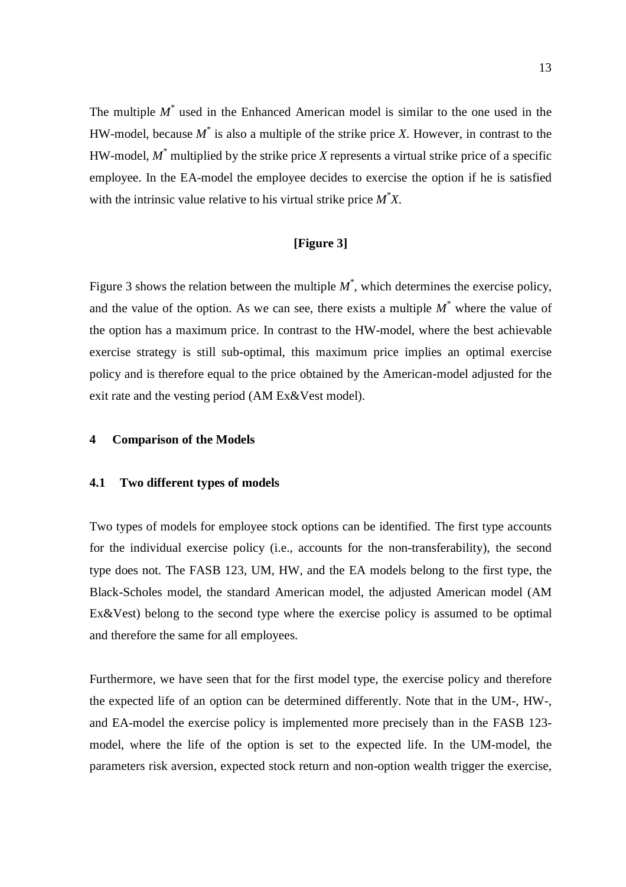The multiple $M^*$ used in the Enhanced American model is similar to the one used in the HW-model, because $M^*$ is also a multiple of the strike price $X$. However, in contrast to the HW-model, $M^*$ multiplied by the strike price $X$ represents a virtual strike price of a specific employee. In the EA-model the employee decides to exercise the option if he is satisfied with the intrinsic value relative to his virtual strike price $M^*X$.

**[Figure 3]**

Figure 3 shows the relation between the multiple $M^*$, which determines the exercise policy, and the value of the option. As we can see, there exists a multiple $M^*$ where the value of the option has a maximum price. In contrast to the HW-model, where the best achievable exercise strategy is still sub-optimal, this maximum price implies an optimal exercise policy and is therefore equal to the price obtained by the American-model adjusted for the exit rate and the vesting period (AM Ex&Vest model).

## 4 Comparison of the Models

### 4.1 Two different types of models

Two types of models for employee stock options can be identified. The first type accounts for the individual exercise policy (i.e., accounts for the non-transferability), the second type does not. The FASB 123, UM, HW, and the EA models belong to the first type, the Black-Scholes model, the standard American model, the adjusted American model (AM Ex&Vest) belong to the second type where the exercise policy is assumed to be optimal and therefore the same for all employees.

Furthermore, we have seen that for the first model type, the exercise policy and therefore the expected life of an option can be determined differently. Note that in the UM-, HW-, and EA-model the exercise policy is implemented more precisely than in the FASB 123-model, where the life of the option is set to the expected life. In the UM-model, the parameters risk aversion, expected stock return and non-option wealth trigger the exercise,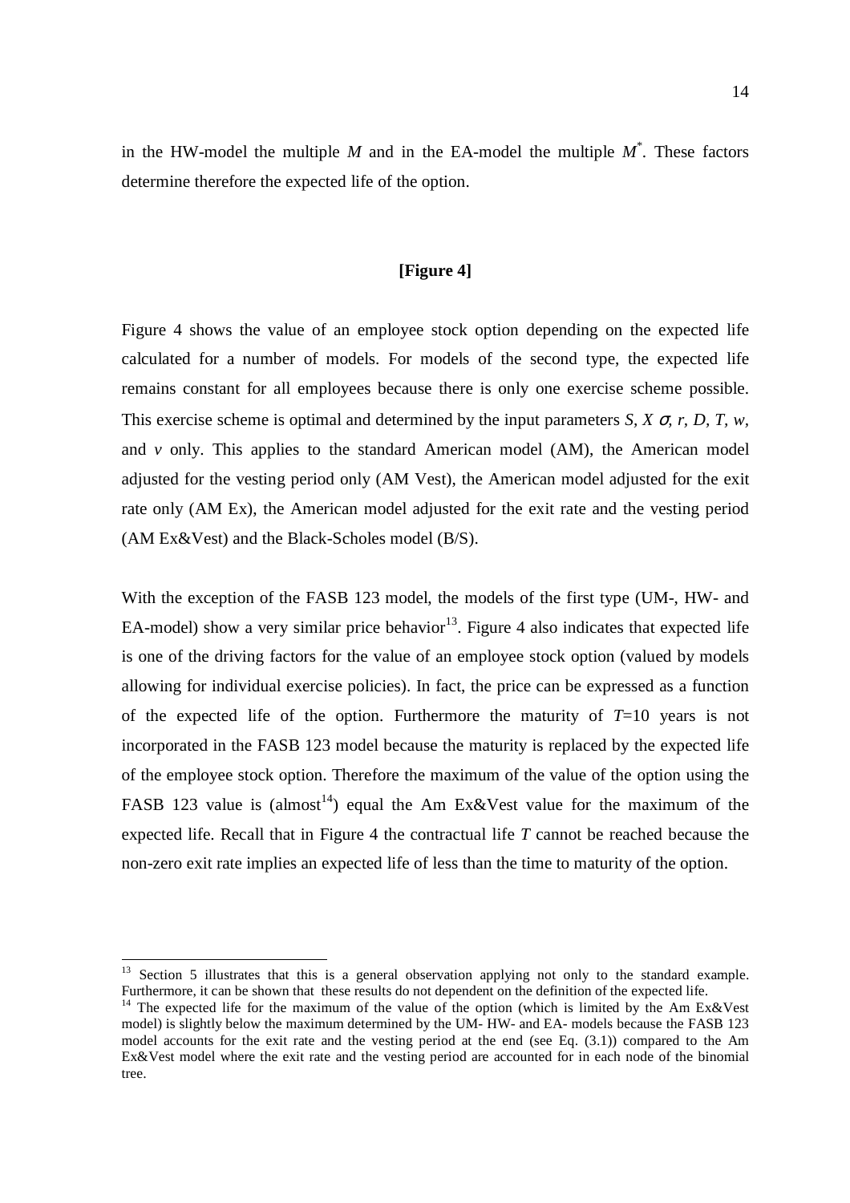in the HW-model the multiple $M$ and in the EA-model the multiple $M^*$. These factors determine therefore the expected life of the option.

**[Figure 4]**

Figure 4 shows the value of an employee stock option depending on the expected life calculated for a number of models. For models of the second type, the expected life remains constant for all employees because there is only one exercise scheme possible. This exercise scheme is optimal and determined by the input parameters $S$, $X$ $\sigma$, $r$, $D$, $T$, $w$, and $v$ only. This applies to the standard American model (AM), the American model adjusted for the vesting period only (AM Vest), the American model adjusted for the exit rate only (AM Ex), the American model adjusted for the exit rate and the vesting period (AM Ex&Vest) and the Black-Scholes model (B/S).

With the exception of the FASB 123 model, the models of the first type (UM-, HW- and EA-model) show a very similar price behavior[13]. Figure 4 also indicates that expected life is one of the driving factors for the value of an employee stock option (valued by models allowing for individual exercise policies). In fact, the price can be expressed as a function of the expected life of the option. Furthermore the maturity of $T$=10 years is not incorporated in the FASB 123 model because the maturity is replaced by the expected life of the employee stock option. Therefore the maximum of the value of the option using the FASB 123 value is (almost[14]) equal the Am Ex&Vest value for the maximum of the expected life. Recall that in Figure 4 the contractual life $T$ cannot be reached because the non-zero exit rate implies an expected life of less than the time to maturity of the option.

---

[13] Section 5 illustrates that this is a general observation applying not only to the standard example. Furthermore, it can be shown that these results do not dependent on the definition of the expected life.

[14] The expected life for the maximum of the value of the option (which is limited by the Am Ex&Vest model) is slightly below the maximum determined by the UM- HW- and EA- models because the FASB 123 model accounts for the exit rate and the vesting period at the end (see Eq. (3.1)) compared to the Am Ex&Vest model where the exit rate and the vesting period are accounted for in each node of the binomial tree.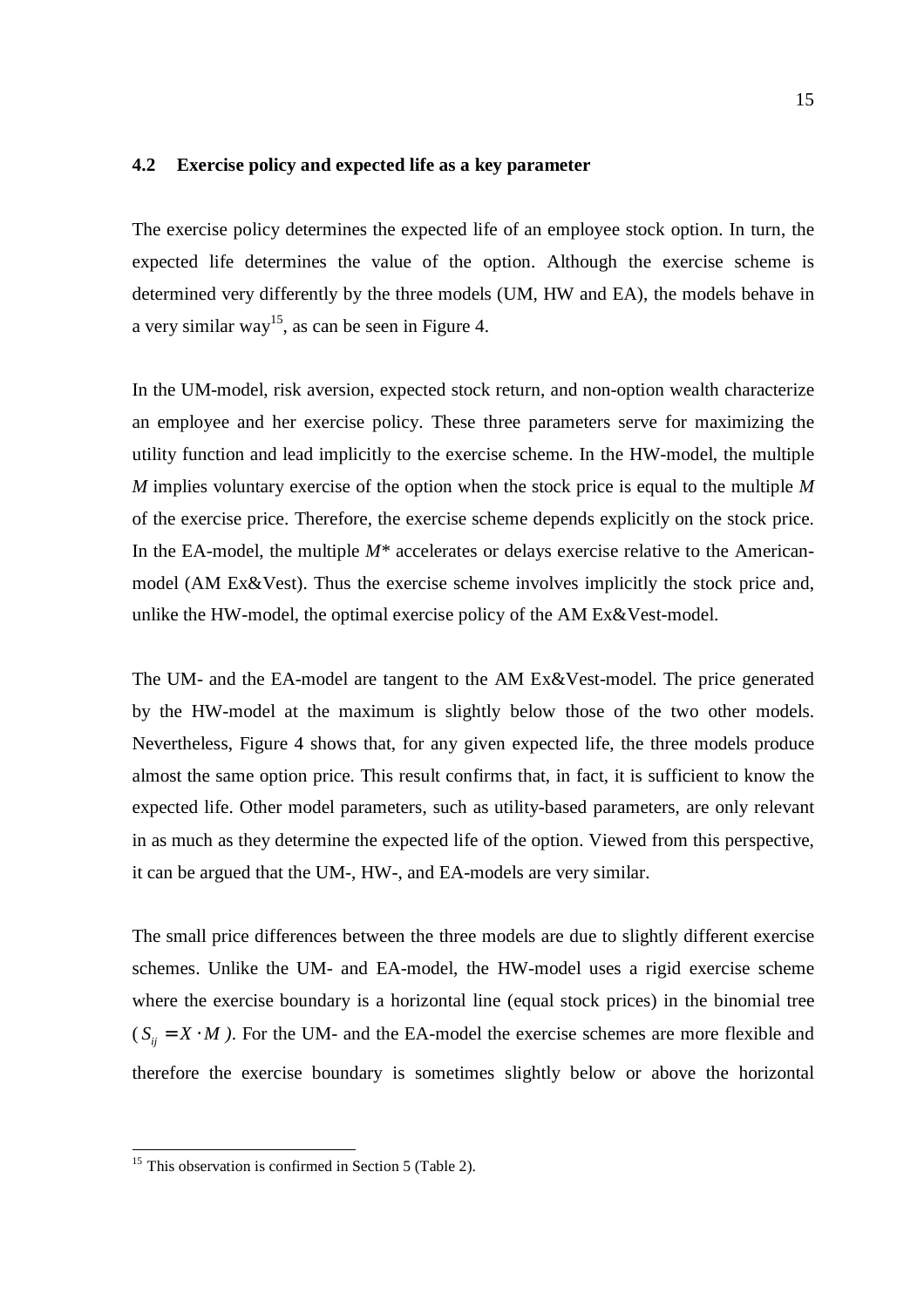### 4.2 Exercise policy and expected life as a key parameter

The exercise policy determines the expected life of an employee stock option. In turn, the expected life determines the value of the option. Although the exercise scheme is determined very differently by the three models (UM, HW and EA), the models behave in a very similar way[15], as can be seen in Figure 4.

In the UM-model, risk aversion, expected stock return, and non-option wealth characterize an employee and her exercise policy. These three parameters serve for maximizing the utility function and lead implicitly to the exercise scheme. In the HW-model, the multiple $M$ implies voluntary exercise of the option when the stock price is equal to the multiple $M$ of the exercise price. Therefore, the exercise scheme depends explicitly on the stock price. In the EA-model, the multiple $M^*$ accelerates or delays exercise relative to the American-model (AM Ex&Vest). Thus the exercise scheme involves implicitly the stock price and, unlike the HW-model, the optimal exercise policy of the AM Ex&Vest-model.

The UM- and the EA-model are tangent to the AM Ex&Vest-model. The price generated by the HW-model at the maximum is slightly below those of the two other models. Nevertheless, Figure 4 shows that, for any given expected life, the three models produce almost the same option price. This result confirms that, in fact, it is sufficient to know the expected life. Other model parameters, such as utility-based parameters, are only relevant in as much as they determine the expected life of the option. Viewed from this perspective, it can be argued that the UM-, HW-, and EA-models are very similar.

The small price differences between the three models are due to slightly different exercise schemes. Unlike the UM- and EA-model, the HW-model uses a rigid exercise scheme where the exercise boundary is a horizontal line (equal stock prices) in the binomial tree ($S_{ij} = X \cdot M$). For the UM- and the EA-model the exercise schemes are more flexible and therefore the exercise boundary is sometimes slightly below or above the horizontal

[15] This observation is confirmed in Section 5 (Table 2).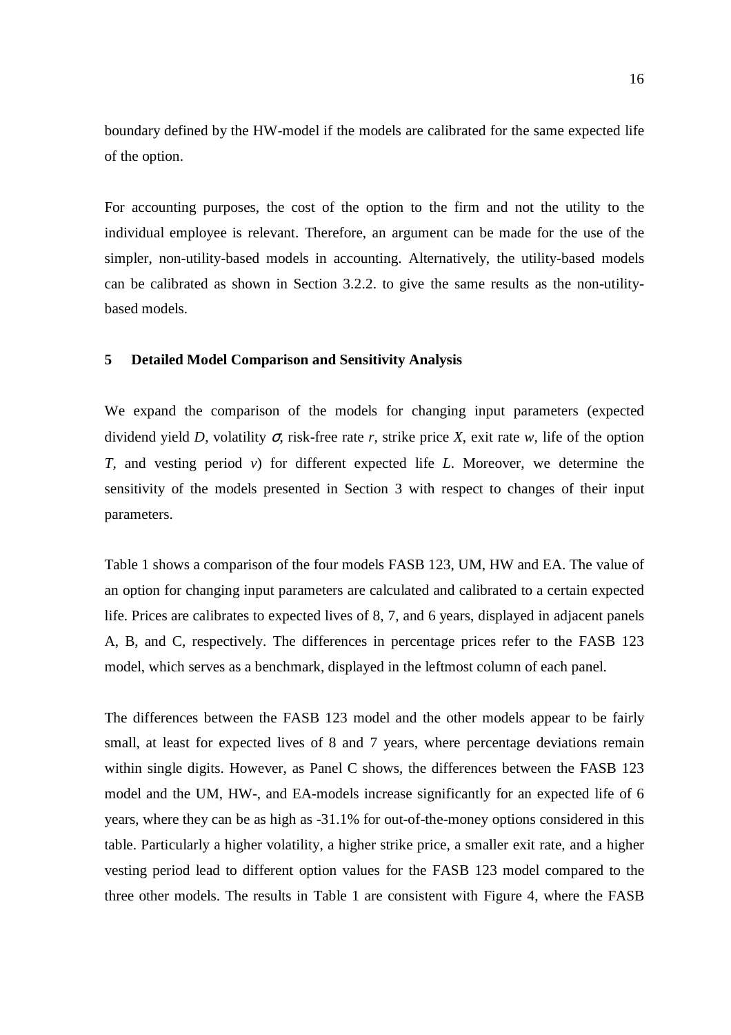boundary defined by the HW-model if the models are calibrated for the same expected life of the option.

For accounting purposes, the cost of the option to the firm and not the utility to the individual employee is relevant. Therefore, an argument can be made for the use of the simpler, non-utility-based models in accounting. Alternatively, the utility-based models can be calibrated as shown in Section 3.2.2. to give the same results as the non-utility-based models.

## 5 Detailed Model Comparison and Sensitivity Analysis

We expand the comparison of the models for changing input parameters (expected dividend yield $D$, volatility $\sigma$, risk-free rate $r$, strike price $X$, exit rate $w$, life of the option $T$, and vesting period $v$) for different expected life $L$. Moreover, we determine the sensitivity of the models presented in Section 3 with respect to changes of their input parameters.

Table 1 shows a comparison of the four models FASB 123, UM, HW and EA. The value of an option for changing input parameters are calculated and calibrated to a certain expected life. Prices are calibrates to expected lives of 8, 7, and 6 years, displayed in adjacent panels A, B, and C, respectively. The differences in percentage prices refer to the FASB 123 model, which serves as a benchmark, displayed in the leftmost column of each panel.

The differences between the FASB 123 model and the other models appear to be fairly small, at least for expected lives of 8 and 7 years, where percentage deviations remain within single digits. However, as Panel C shows, the differences between the FASB 123 model and the UM, HW-, and EA-models increase significantly for an expected life of 6 years, where they can be as high as -31.1% for out-of-the-money options considered in this table. Particularly a higher volatility, a higher strike price, a smaller exit rate, and a higher vesting period lead to different option values for the FASB 123 model compared to the three other models. The results in Table 1 are consistent with Figure 4, where the FASB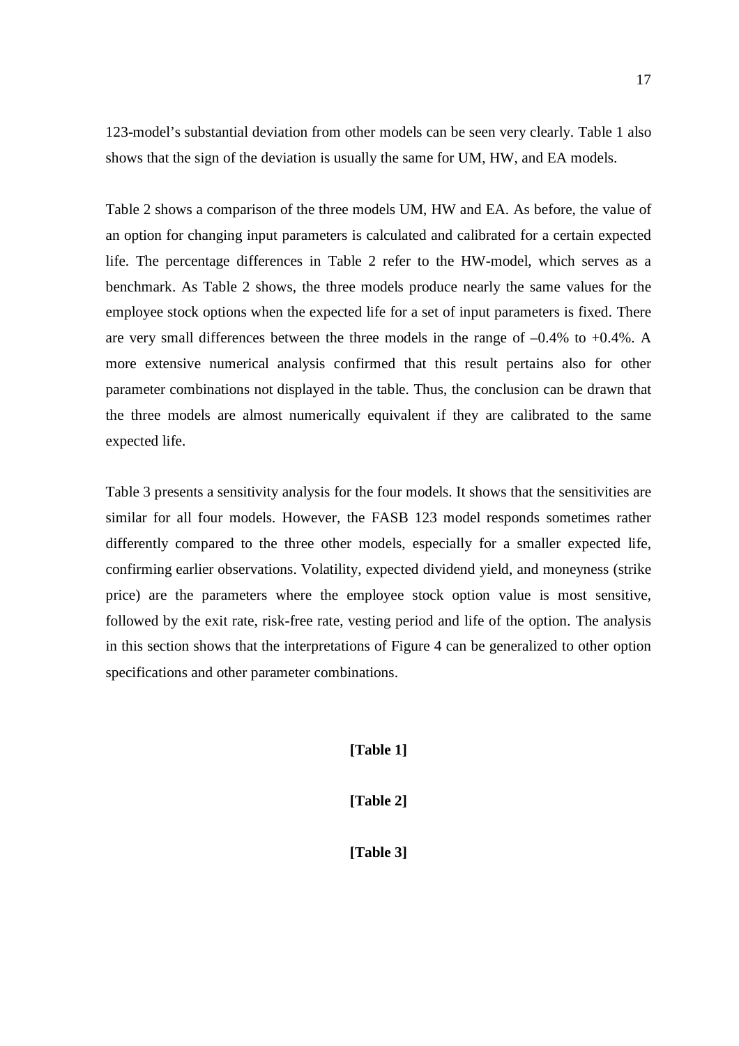123-model's substantial deviation from other models can be seen very clearly. Table 1 also shows that the sign of the deviation is usually the same for UM, HW, and EA models.

Table 2 shows a comparison of the three models UM, HW and EA. As before, the value of an option for changing input parameters is calculated and calibrated for a certain expected life. The percentage differences in Table 2 refer to the HW-model, which serves as a benchmark. As Table 2 shows, the three models produce nearly the same values for the employee stock options when the expected life for a set of input parameters is fixed. There are very small differences between the three models in the range of –0.4% to +0.4%. A more extensive numerical analysis confirmed that this result pertains also for other parameter combinations not displayed in the table. Thus, the conclusion can be drawn that the three models are almost numerically equivalent if they are calibrated to the same expected life.

Table 3 presents a sensitivity analysis for the four models. It shows that the sensitivities are similar for all four models. However, the FASB 123 model responds sometimes rather differently compared to the three other models, especially for a smaller expected life, confirming earlier observations. Volatility, expected dividend yield, and moneyness (strike price) are the parameters where the employee stock option value is most sensitive, followed by the exit rate, risk-free rate, vesting period and life of the option. The analysis in this section shows that the interpretations of Figure 4 can be generalized to other option specifications and other parameter combinations.

**[Table 1]**

**[Table 2]**

**[Table 3]**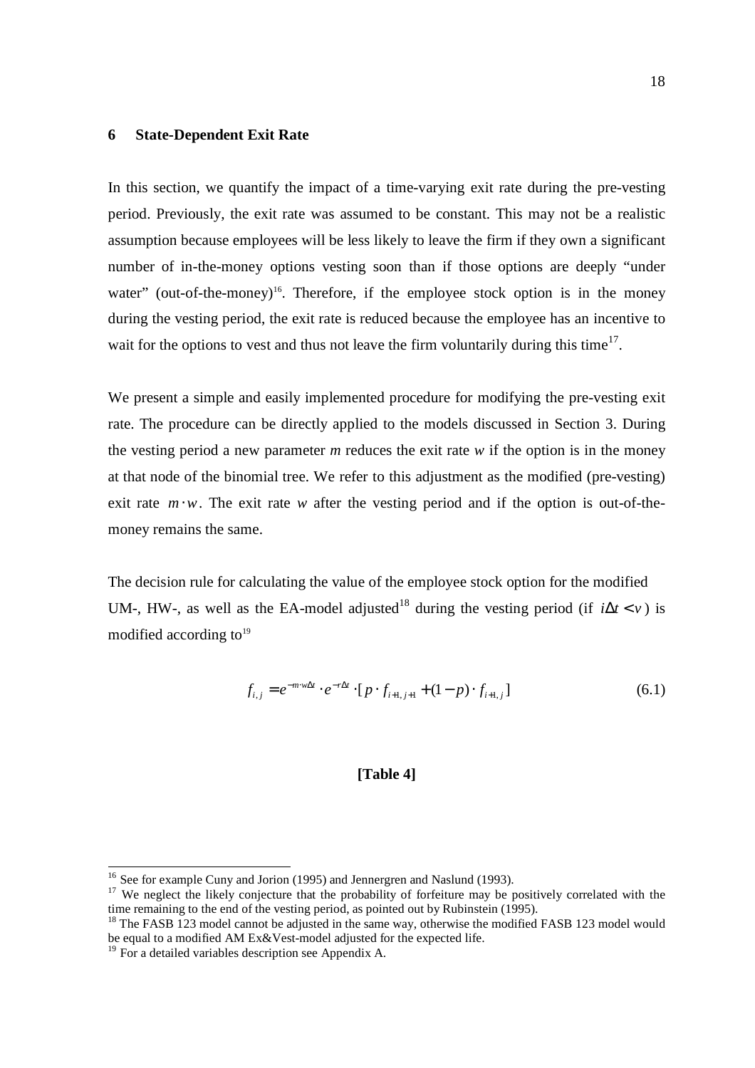## 6 State-Dependent Exit Rate

In this section, we quantify the impact of a time-varying exit rate during the pre-vesting period. Previously, the exit rate was assumed to be constant. This may not be a realistic assumption because employees will be less likely to leave the firm if they own a significant number of in-the-money options vesting soon than if those options are deeply "under water" (out-of-the-money)[16]. Therefore, if the employee stock option is in the money during the vesting period, the exit rate is reduced because the employee has an incentive to wait for the options to vest and thus not leave the firm voluntarily during this time[17].

We present a simple and easily implemented procedure for modifying the pre-vesting exit rate. The procedure can be directly applied to the models discussed in Section 3. During the vesting period a new parameter *m* reduces the exit rate *w* if the option is in the money at that node of the binomial tree. We refer to this adjustment as the modified (pre-vesting) exit rate $m \cdot w$. The exit rate *w* after the vesting period and if the option is out-of-the-money remains the same.

The decision rule for calculating the value of the employee stock option for the modified UM-, HW-, as well as the EA-model adjusted[18] during the vesting period (if $i\Delta t < v$) is modified according to[19]

$$f_{i,j} = e^{-m \cdot w \Delta t} \cdot e^{-r\Delta t} \cdot [p \cdot f_{i+1,j+1} + (1-p) \cdot f_{i+1,j}] \tag{6.1}$$

**[Table 4]**

---

[16] See for example Cuny and Jorion (1995) and Jennergren and Naslund (1993).

[17] We neglect the likely conjecture that the probability of forfeiture may be positively correlated with the time remaining to the end of the vesting period, as pointed out by Rubinstein (1995).

[18] The FASB 123 model cannot be adjusted in the same way, otherwise the modified FASB 123 model would be equal to a modified AM Ex&Vest-model adjusted for the expected life.

[19] For a detailed variables description see Appendix A.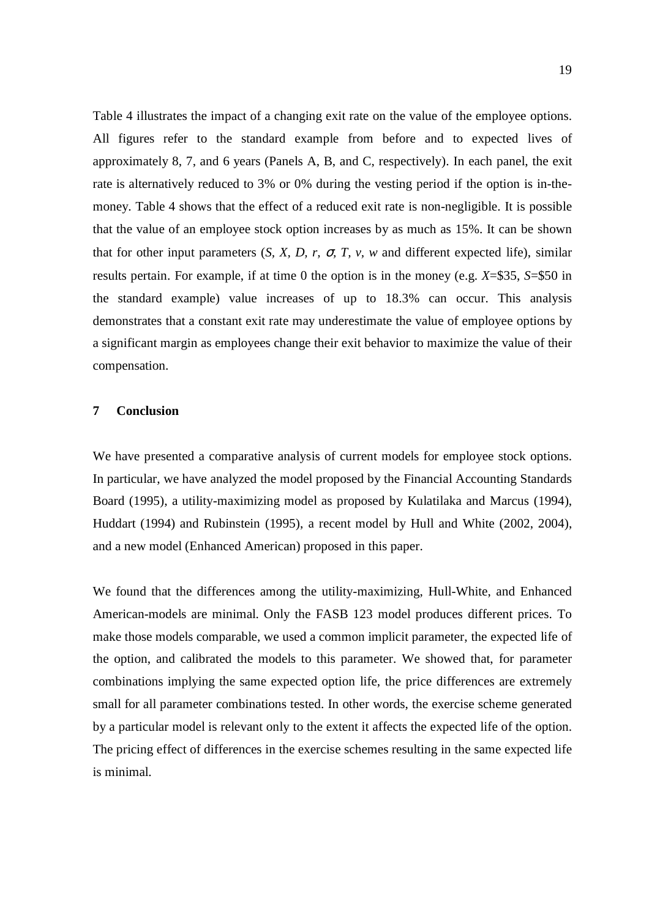Table 4 illustrates the impact of a changing exit rate on the value of the employee options. All figures refer to the standard example from before and to expected lives of approximately 8, 7, and 6 years (Panels A, B, and C, respectively). In each panel, the exit rate is alternatively reduced to 3% or 0% during the vesting period if the option is in-the-money. Table 4 shows that the effect of a reduced exit rate is non-negligible. It is possible that the value of an employee stock option increases by as much as 15%. It can be shown that for other input parameters ($S$, $X$, $D$, $r$, $\sigma$, $T$, $v$, $w$ and different expected life), similar results pertain. For example, if at time 0 the option is in the money (e.g. $X$=\$35, $S$=\$50 in the standard example) value increases of up to 18.3% can occur. This analysis demonstrates that a constant exit rate may underestimate the value of employee options by a significant margin as employees change their exit behavior to maximize the value of their compensation.

## 7 Conclusion

We have presented a comparative analysis of current models for employee stock options. In particular, we have analyzed the model proposed by the Financial Accounting Standards Board (1995), a utility-maximizing model as proposed by Kulatilaka and Marcus (1994), Huddart (1994) and Rubinstein (1995), a recent model by Hull and White (2002, 2004), and a new model (Enhanced American) proposed in this paper.

We found that the differences among the utility-maximizing, Hull-White, and Enhanced American-models are minimal. Only the FASB 123 model produces different prices. To make those models comparable, we used a common implicit parameter, the expected life of the option, and calibrated the models to this parameter. We showed that, for parameter combinations implying the same expected option life, the price differences are extremely small for all parameter combinations tested. In other words, the exercise scheme generated by a particular model is relevant only to the extent it affects the expected life of the option. The pricing effect of differences in the exercise schemes resulting in the same expected life is minimal.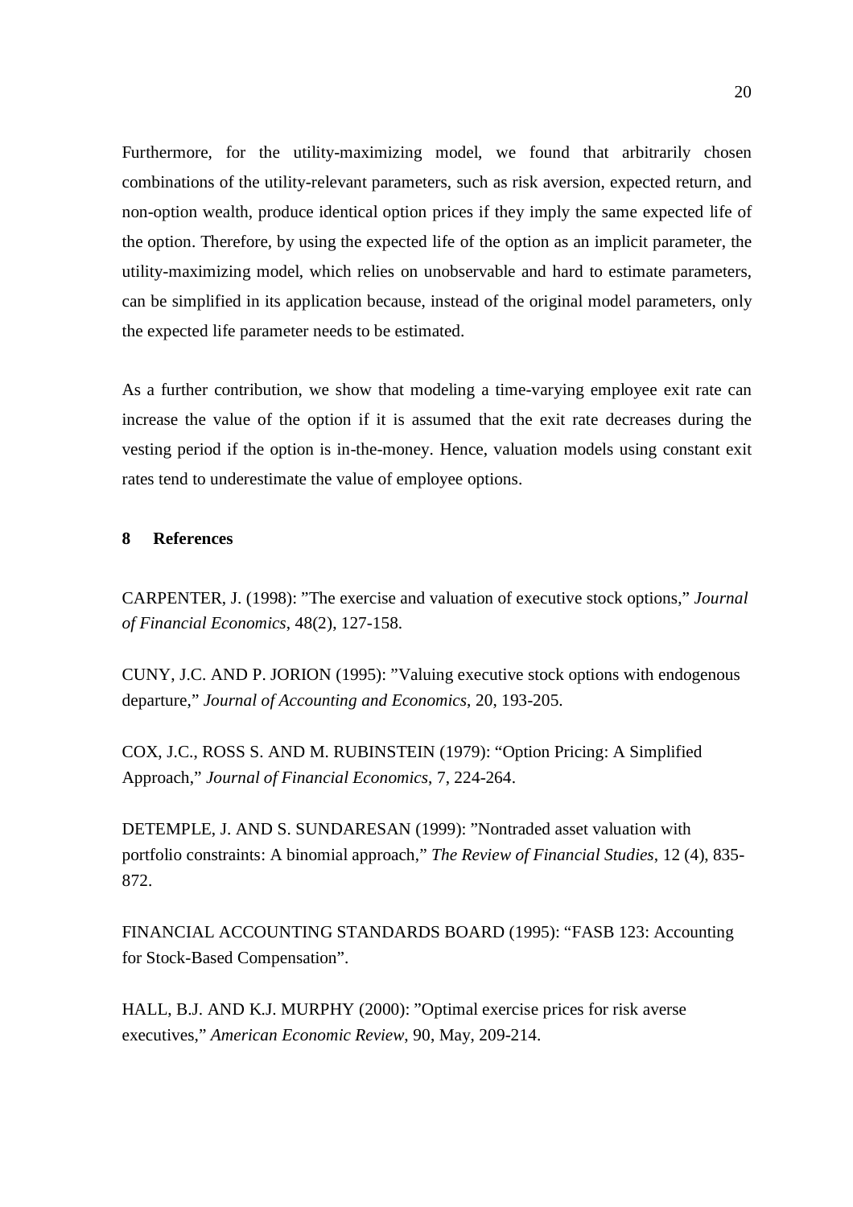Furthermore, for the utility-maximizing model, we found that arbitrarily chosen combinations of the utility-relevant parameters, such as risk aversion, expected return, and non-option wealth, produce identical option prices if they imply the same expected life of the option. Therefore, by using the expected life of the option as an implicit parameter, the utility-maximizing model, which relies on unobservable and hard to estimate parameters, can be simplified in its application because, instead of the original model parameters, only the expected life parameter needs to be estimated.

As a further contribution, we show that modeling a time-varying employee exit rate can increase the value of the option if it is assumed that the exit rate decreases during the vesting period if the option is in-the-money. Hence, valuation models using constant exit rates tend to underestimate the value of employee options.

## 8 References

CARPENTER, J. (1998): "The exercise and valuation of executive stock options," *Journal of Financial Economics*, 48(2), 127-158.

CUNY, J.C. AND P. JORION (1995): "Valuing executive stock options with endogenous departure," *Journal of Accounting and Economics*, 20, 193-205.

COX, J.C., ROSS S. AND M. RUBINSTEIN (1979): "Option Pricing: A Simplified Approach," *Journal of Financial Economics*, 7, 224-264.

DETEMPLE, J. AND S. SUNDARESAN (1999): "Nontraded asset valuation with portfolio constraints: A binomial approach," *The Review of Financial Studies*, 12 (4), 835-872.

FINANCIAL ACCOUNTING STANDARDS BOARD (1995): "FASB 123: Accounting for Stock-Based Compensation".

HALL, B.J. AND K.J. MURPHY (2000): "Optimal exercise prices for risk averse executives," *American Economic Review*, 90, May, 209-214.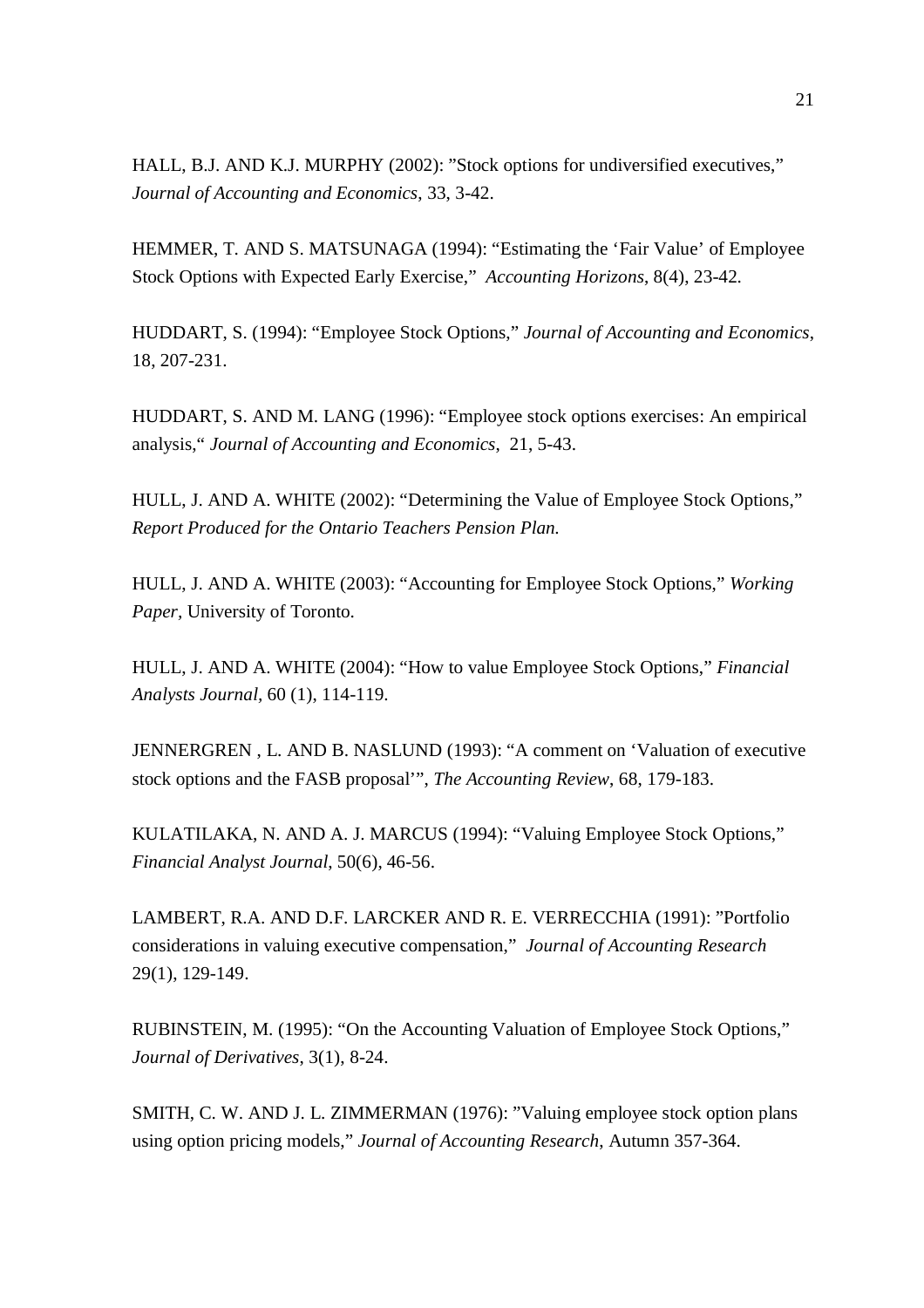HALL, B.J. AND K.J. MURPHY (2002): ”Stock options for undiversified executives,” *Journal of Accounting and Economics*, 33, 3-42.

HEMMER, T. AND S. MATSUNAGA (1994): “Estimating the ‘Fair Value’ of Employee Stock Options with Expected Early Exercise,” *Accounting Horizons*, 8(4), 23-42.

HUDDART, S. (1994): “Employee Stock Options,” *Journal of Accounting and Economics*, 18, 207-231.

HUDDART, S. AND M. LANG (1996): “Employee stock options exercises: An empirical analysis,“ *Journal of Accounting and Economics*, 21, 5-43.

HULL, J. AND A. WHITE (2002): “Determining the Value of Employee Stock Options,” *Report Produced for the Ontario Teachers Pension Plan.*

HULL, J. AND A. WHITE (2003): “Accounting for Employee Stock Options,” *Working Paper*, University of Toronto.

HULL, J. AND A. WHITE (2004): “How to value Employee Stock Options,” *Financial Analysts Journal*, 60 (1), 114-119.

JENNERGREN , L. AND B. NASLUND (1993): “A comment on ‘Valuation of executive stock options and the FASB proposal’”, *The Accounting Review*, 68, 179-183.

KULATILAKA, N. AND A. J. MARCUS (1994): “Valuing Employee Stock Options,” *Financial Analyst Journal*, 50(6), 46-56.

LAMBERT, R.A. AND D.F. LARCKER AND R. E. VERRECCHIA (1991): ”Portfolio considerations in valuing executive compensation,” *Journal of Accounting Research* 29(1), 129-149.

RUBINSTEIN, M. (1995): “On the Accounting Valuation of Employee Stock Options,” *Journal of Derivatives*, 3(1), 8-24.

SMITH, C. W. AND J. L. ZIMMERMAN (1976): ”Valuing employee stock option plans using option pricing models,” *Journal of Accounting Research*, Autumn 357-364.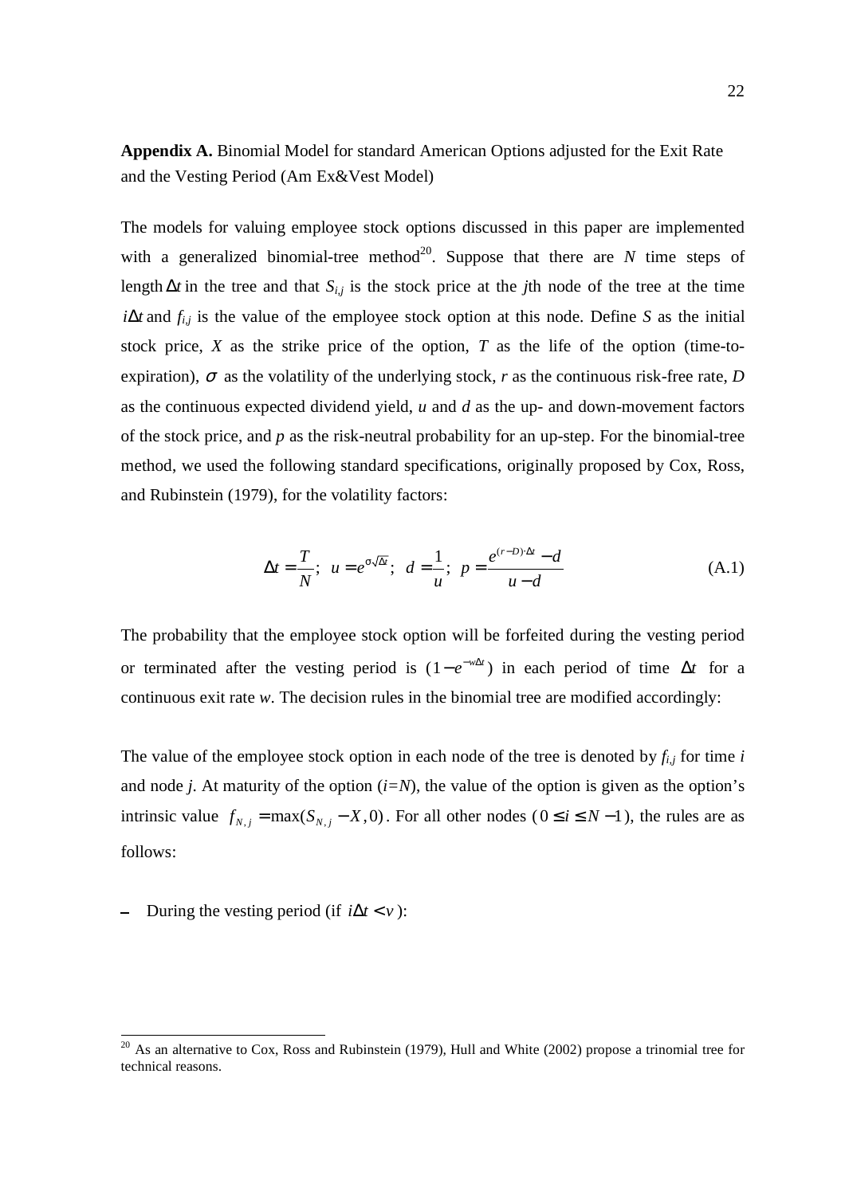**Appendix A.** Binomial Model for standard American Options adjusted for the Exit Rate and the Vesting Period (Am Ex&Vest Model)

The models for valuing employee stock options discussed in this paper are implemented with a generalized binomial-tree method[20]. Suppose that there are $N$ time steps of length $\Delta t$ in the tree and that $S_{i,j}$ is the stock price at the $j$th node of the tree at the time $i\Delta t$ and $f_{i,j}$ is the value of the employee stock option at this node. Define $S$ as the initial stock price, $X$ as the strike price of the option, $T$ as the life of the option (time-to-expiration), $\sigma$ as the volatility of the underlying stock, $r$ as the continuous risk-free rate, $D$ as the continuous expected dividend yield, $u$ and $d$ as the up- and down-movement factors of the stock price, and $p$ as the risk-neutral probability for an up-step. For the binomial-tree method, we used the following standard specifications, originally proposed by Cox, Ross, and Rubinstein (1979), for the volatility factors:

$$\Delta t = \frac{T}{N}; \;\; u = e^{\sigma\sqrt{\Delta t}}; \;\; d = \frac{1}{u}; \;\; p = \frac{e^{(r-D)\cdot\Delta t} - d}{u - d} \tag{A.1}$$

The probability that the employee stock option will be forfeited during the vesting period or terminated after the vesting period is $(1 - e^{-w\Delta t})$ in each period of time $\Delta t$ for a continuous exit rate $w$. The decision rules in the binomial tree are modified accordingly:

The value of the employee stock option in each node of the tree is denoted by $f_{i,j}$ for time $i$ and node $j$. At maturity of the option ($i=N$), the value of the option is given as the option's intrinsic value $f_{N,j} = \max(S_{N,j} - X, 0)$. For all other nodes ($0 \leq i \leq N-1$), the rules are as follows:

– During the vesting period (if $i\Delta t < v$):

[20] As an alternative to Cox, Ross and Rubinstein (1979), Hull and White (2002) propose a trinomial tree for technical reasons.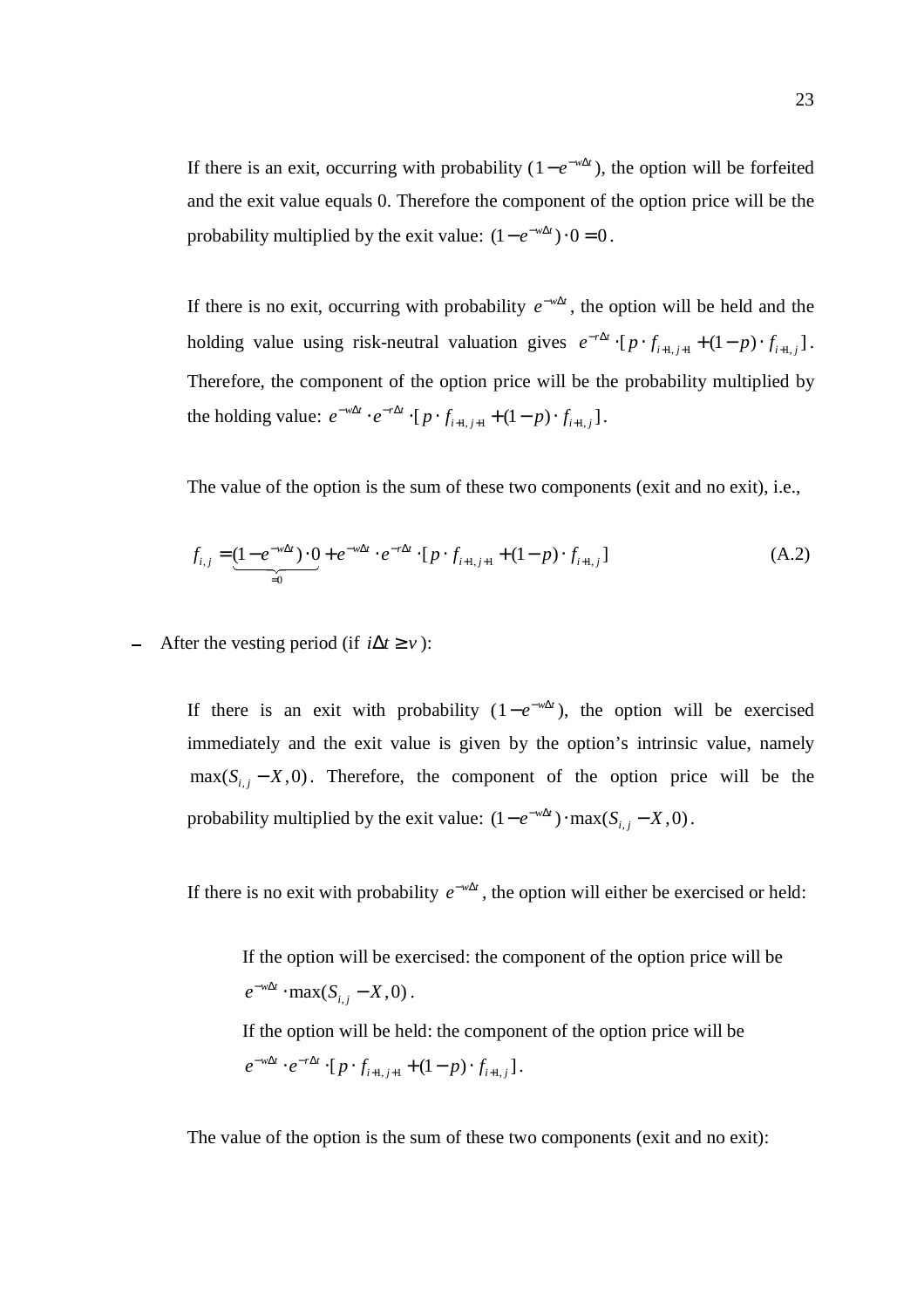If there is an exit, occurring with probability ($1-e^{-w\Delta t}$), the option will be forfeited and the exit value equals 0. Therefore the component of the option price will be the probability multiplied by the exit value: $(1-e^{-w\Delta t})\cdot 0 = 0$.

If there is no exit, occurring with probability $e^{-w\Delta t}$, the option will be held and the holding value using risk-neutral valuation gives $e^{-r\Delta t}\cdot[p\cdot f_{i+1,j+1}+(1-p)\cdot f_{i+1,j}]$. Therefore, the component of the option price will be the probability multiplied by the holding value: $e^{-w\Delta t}\cdot e^{-r\Delta t}\cdot[p\cdot f_{i+1,j+1}+(1-p)\cdot f_{i+1,j}]$.

The value of the option is the sum of these two components (exit and no exit), i.e.,

$$f_{i,j} = \underbrace{(1-e^{-w\Delta t})\cdot 0}_{=0} + e^{-w\Delta t}\cdot e^{-r\Delta t}\cdot[p\cdot f_{i+1,j+1}+(1-p)\cdot f_{i+1,j}] \tag{A.2}$$

– After the vesting period (if $i\Delta t \geq v$):

  If there is an exit with probability ($1-e^{-w\Delta t}$), the option will be exercised immediately and the exit value is given by the option's intrinsic value, namely $\max(S_{i,j}-X,0)$. Therefore, the component of the option price will be the probability multiplied by the exit value: $(1-e^{-w\Delta t})\cdot\max(S_{i,j}-X,0)$.

  If there is no exit with probability $e^{-w\Delta t}$, the option will either be exercised or held:

  If the option will be exercised: the component of the option price will be $e^{-w\Delta t}\cdot\max(S_{i,j}-X,0)$.

  If the option will be held: the component of the option price will be $e^{-w\Delta t}\cdot e^{-r\Delta t}\cdot[p\cdot f_{i+1,j+1}+(1-p)\cdot f_{i+1,j}]$.

  The value of the option is the sum of these two components (exit and no exit):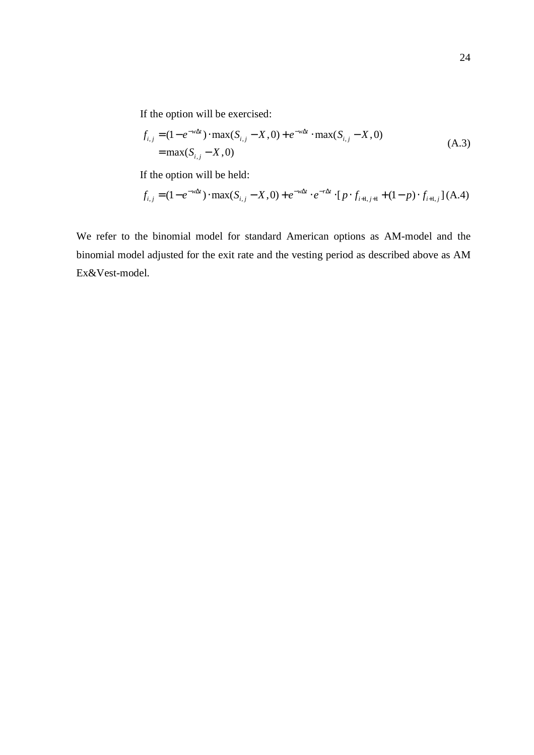If the option will be exercised:

$$
\begin{aligned}
f_{i,j} &= (1-e^{-w\Delta t})\cdot \max(S_{i,j}-X,0)+e^{-w\Delta t}\cdot \max(S_{i,j}-X,0)\\
&= \max(S_{i,j}-X,0)
\end{aligned}
\tag{A.3}
$$

If the option will be held:

$$
f_{i,j} = (1-e^{-w\Delta t})\cdot \max(S_{i,j}-X,0)+e^{-w\Delta t}\cdot e^{-r\Delta t}\cdot [p\cdot f_{i+1,j+1}+(1-p)\cdot f_{i+1,j}] \tag{A.4}
$$

We refer to the binomial model for standard American options as AM-model and the binomial model adjusted for the exit rate and the vesting period as described above as AM Ex&Vest-model.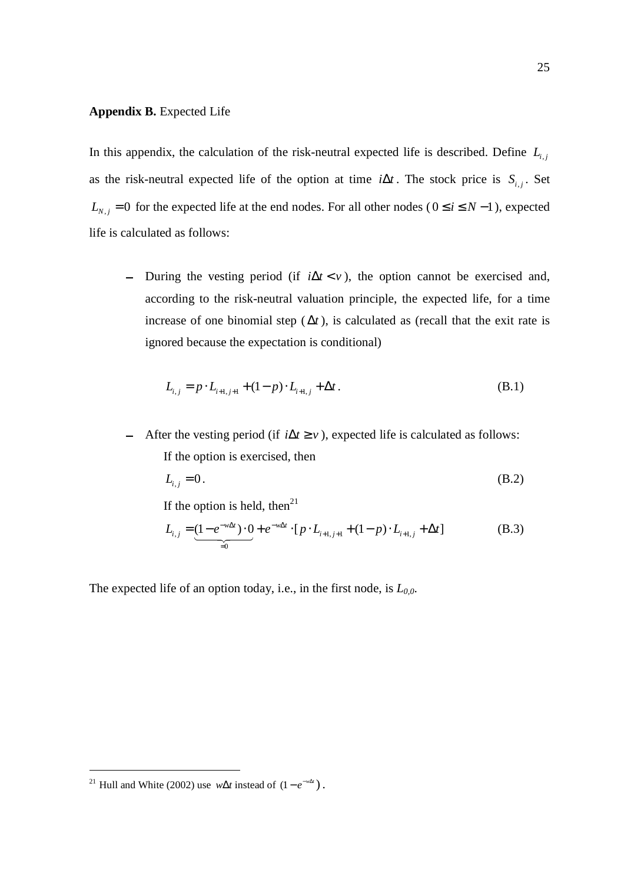**Appendix B.** Expected Life

In this appendix, the calculation of the risk-neutral expected life is described. Define $L_{i,j}$ as the risk-neutral expected life of the option at time $i\Delta t$. The stock price is $S_{i,j}$. Set $L_{N,j} = 0$ for the expected life at the end nodes. For all other nodes ($0 \le i \le N-1$), expected life is calculated as follows:

- During the vesting period (if $i\Delta t < v$), the option cannot be exercised and, according to the risk-neutral valuation principle, the expected life, for a time increase of one binomial step ($\Delta t$), is calculated as (recall that the exit rate is ignored because the expectation is conditional)

$$L_{i,j} = p \cdot L_{i+1,j+1} + (1-p) \cdot L_{i+1,j} + \Delta t. \tag{B.1}$$

- After the vesting period (if $i\Delta t \ge v$), expected life is calculated as follows:

  If the option is exercised, then

$$L_{i,j} = 0. \tag{B.2}$$

  If the option is held, then[21]

$$L_{i,j} = \underbrace{(1-e^{-w\Delta t}) \cdot 0}_{=0} + e^{-w\Delta t} \cdot [p \cdot L_{i+1,j+1} + (1-p) \cdot L_{i+1,j} + \Delta t] \tag{B.3}$$

The expected life of an option today, i.e., in the first node, is $L_{0,0}$.

---

[21] Hull and White (2002) use $w\Delta t$ instead of $(1-e^{-w\Delta t})$.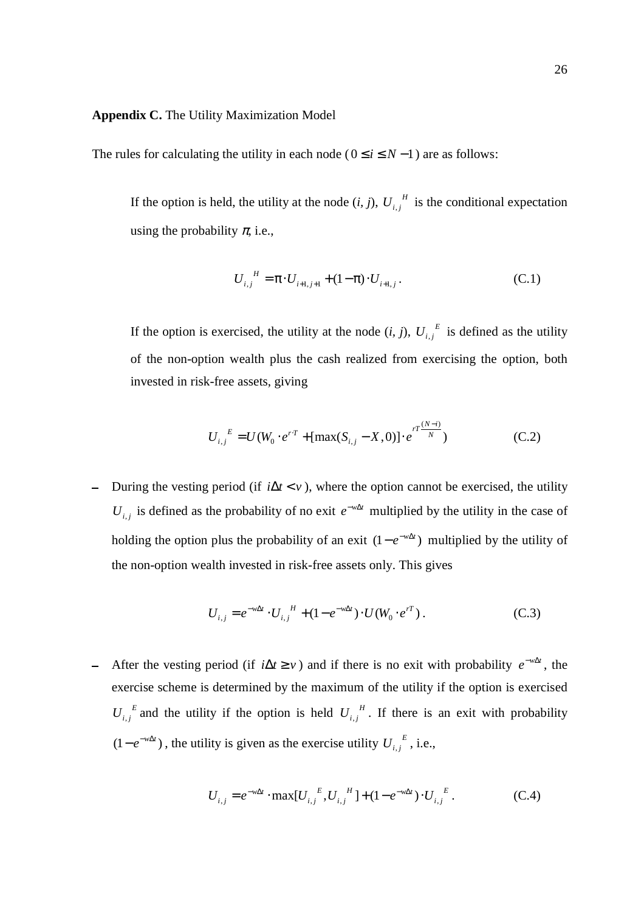**Appendix C.** The Utility Maximization Model

The rules for calculating the utility in each node ($0 \le i \le N-1$) are as follows:

> If the option is held, the utility at the node (*i*, *j*), $U_{i,j}{}^{H}$ is the conditional expectation using the probability $\pi$, i.e.,
>
> $$U_{i,j}{}^{H} = \pi \cdot U_{i+1,j+1} + (1-\pi) \cdot U_{i+1,j}\,. \tag{C.1}$$
>
> If the option is exercised, the utility at the node (*i*, *j*), $U_{i,j}{}^{E}$ is defined as the utility of the non-option wealth plus the cash realized from exercising the option, both invested in risk-free assets, giving
>
> $$U_{i,j}{}^{E} = U(W_0 \cdot e^{r \cdot T} + [\max(S_{i,j} - X, 0)] \cdot e^{rT\frac{(N-i)}{N}}) \tag{C.2}$$

- During the vesting period (if $i\Delta t < v$), where the option cannot be exercised, the utility $U_{i,j}$ is defined as the probability of no exit $e^{-w\Delta t}$ multiplied by the utility in the case of holding the option plus the probability of an exit $(1-e^{-w\Delta t})$ multiplied by the utility of the non-option wealth invested in risk-free assets only. This gives

$$U_{i,j} = e^{-w\Delta t} \cdot U_{i,j}{}^{H} + (1-e^{-w\Delta t}) \cdot U(W_0 \cdot e^{rT})\,. \tag{C.3}$$

- After the vesting period (if $i\Delta t \ge v$) and if there is no exit with probability $e^{-w\Delta t}$, the exercise scheme is determined by the maximum of the utility if the option is exercised $U_{i,j}{}^{E}$ and the utility if the option is held $U_{i,j}{}^{H}$. If there is an exit with probability $(1-e^{-w\Delta t})$, the utility is given as the exercise utility $U_{i,j}{}^{E}$, i.e.,

$$U_{i,j} = e^{-w\Delta t} \cdot \max[U_{i,j}{}^{E}, U_{i,j}{}^{H}] + (1-e^{-w\Delta t}) \cdot U_{i,j}{}^{E}\,. \tag{C.4}$$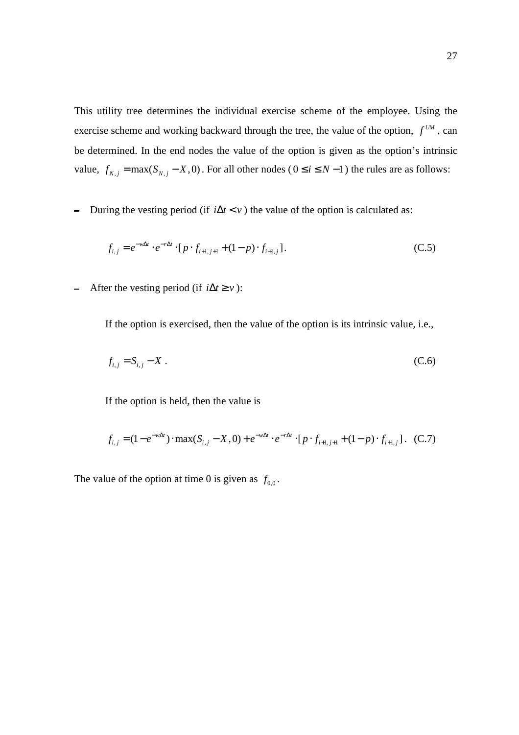This utility tree determines the individual exercise scheme of the employee. Using the exercise scheme and working backward through the tree, the value of the option, $f^{UM}$, can be determined. In the end nodes the value of the option is given as the option's intrinsic value, $f_{N,j} = \max(S_{N,j} - X, 0)$. For all other nodes ($0 \leq i \leq N-1$) the rules are as follows:

- During the vesting period (if $i\Delta t < v$) the value of the option is calculated as:

$$f_{i,j} = e^{-w\Delta t} \cdot e^{-r\Delta t} \cdot [p \cdot f_{i+1,j+1} + (1-p) \cdot f_{i+1,j}]. \tag{C.5}$$

- After the vesting period (if $i\Delta t \geq v$):

  If the option is exercised, then the value of the option is its intrinsic value, i.e.,

$$f_{i,j} = S_{i,j} - X\ . \tag{C.6}$$

  If the option is held, then the value is

$$f_{i,j} = (1 - e^{-w\Delta t}) \cdot \max(S_{i,j} - X, 0) + e^{-w\Delta t} \cdot e^{-r\Delta t} \cdot [p \cdot f_{i+1,j+1} + (1-p) \cdot f_{i+1,j}]. \tag{C.7}$$

The value of the option at time 0 is given as $f_{0,0}$.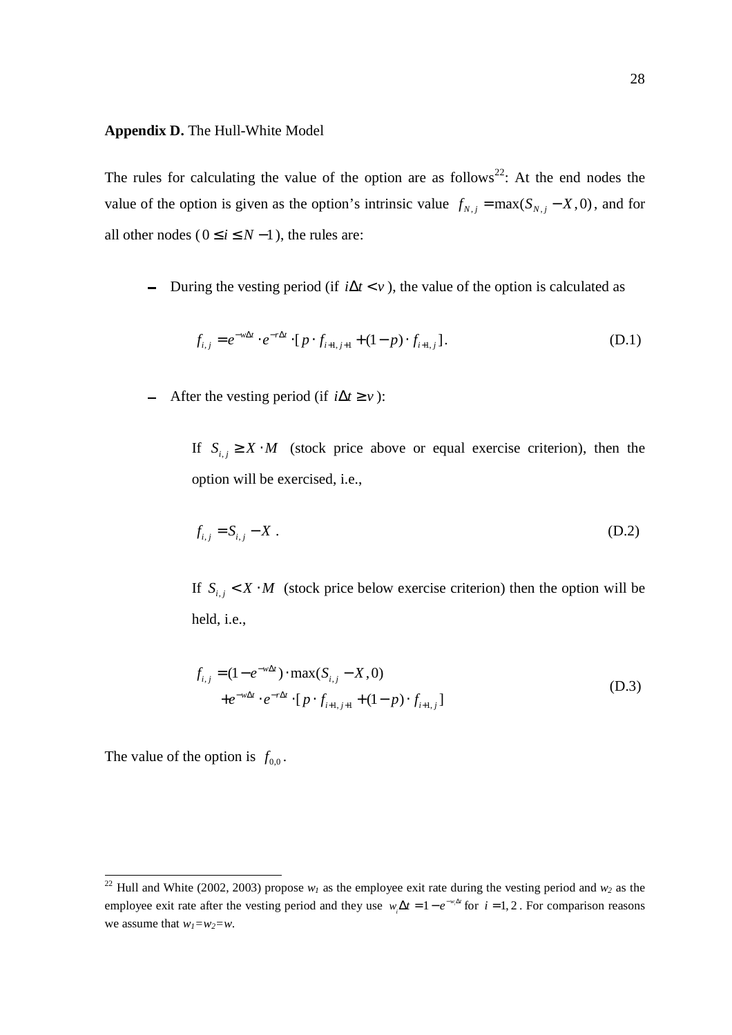**Appendix D.** The Hull-White Model

The rules for calculating the value of the option are as follows[22]: At the end nodes the value of the option is given as the option's intrinsic value $f_{N,j} = \max(S_{N,j} - X, 0)$, and for all other nodes ($0 \le i \le N-1$), the rules are:

- During the vesting period (if $i\Delta t < v$), the value of the option is calculated as

$$f_{i,j} = e^{-w\Delta t} \cdot e^{-r\Delta t} \cdot [p \cdot f_{i+1,j+1} + (1-p) \cdot f_{i+1,j}]. \tag{D.1}$$

- After the vesting period (if $i\Delta t \ge v$):

  If $S_{i,j} \ge X \cdot M$ (stock price above or equal exercise criterion), then the option will be exercised, i.e.,

$$f_{i,j} = S_{i,j} - X . \tag{D.2}$$

  If $S_{i,j} < X \cdot M$ (stock price below exercise criterion) then the option will be held, i.e.,

$$\begin{aligned} f_{i,j} &= (1 - e^{-w\Delta t}) \cdot \max(S_{i,j} - X, 0) \\ &\quad + e^{-w\Delta t} \cdot e^{-r\Delta t} \cdot [p \cdot f_{i+1,j+1} + (1-p) \cdot f_{i+1,j}] \end{aligned} \tag{D.3}$$

The value of the option is $f_{0,0}$.

---

[22] Hull and White (2002, 2003) propose $w_1$ as the employee exit rate during the vesting period and $w_2$ as the employee exit rate after the vesting period and they use $w_i\Delta t = 1 - e^{-w_i\Delta t}$ for $i = 1, 2$. For comparison reasons we assume that $w_1 = w_2 = w$.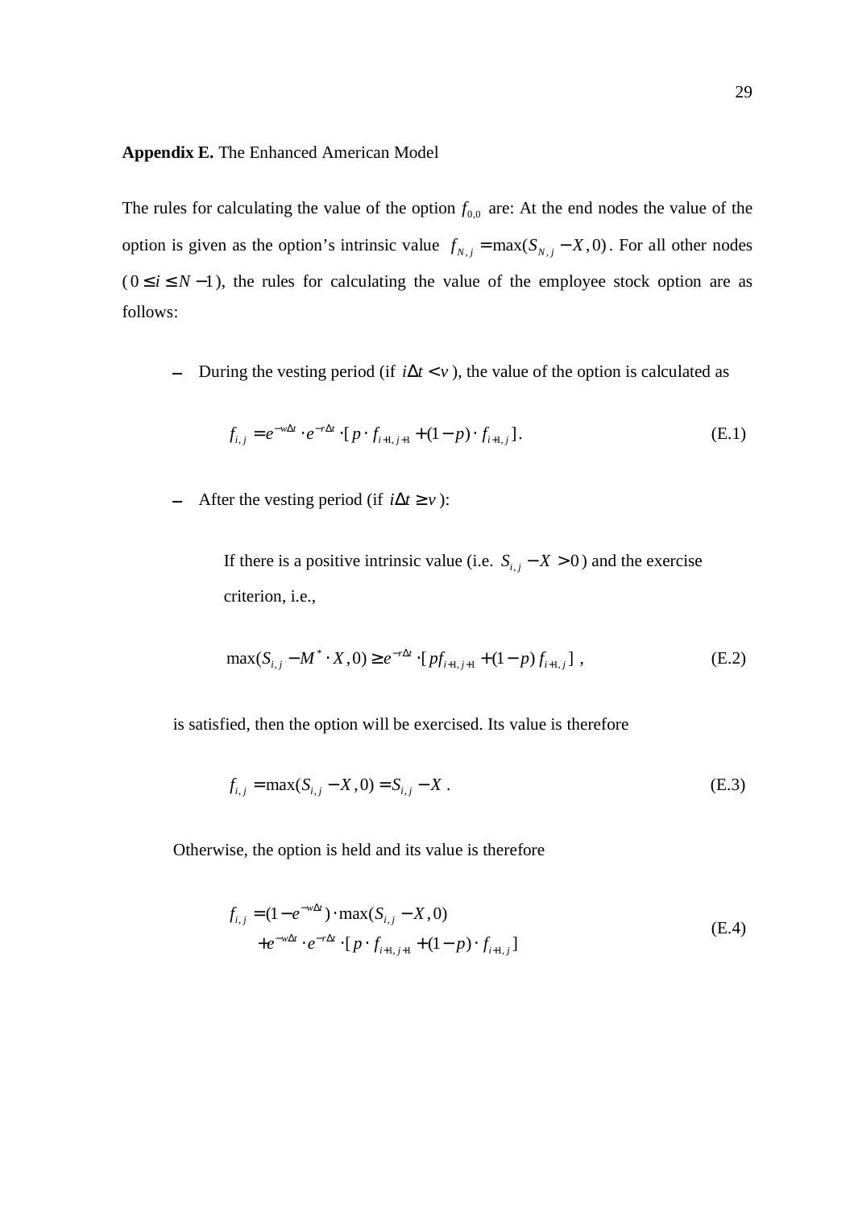**Appendix E.** The Enhanced American Model

The rules for calculating the value of the option $f_{0,0}$ are: At the end nodes the value of the option is given as the option's intrinsic value $f_{N,j} = \max(S_{N,j} - X, 0)$. For all other nodes ($0 \leq i \leq N-1$), the rules for calculating the value of the employee stock option are as follows:

- During the vesting period (if $i\Delta t < v$), the value of the option is calculated as

$$f_{i,j} = e^{-w\Delta t} \cdot e^{-r\Delta t} \cdot [p \cdot f_{i+1,j+1} + (1-p) \cdot f_{i+1,j}]. \tag{E.1}$$

- After the vesting period (if $i\Delta t \geq v$):

  If there is a positive intrinsic value (i.e. $S_{i,j} - X > 0$) and the exercise criterion, i.e.,

$$\max(S_{i,j} - M^* \cdot X, 0) \geq e^{-r\Delta t} \cdot [pf_{i+1,j+1} + (1-p) f_{i+1,j}] \ , \tag{E.2}$$

  is satisfied, then the option will be exercised. Its value is therefore

$$f_{i,j} = \max(S_{i,j} - X, 0) = S_{i,j} - X \ . \tag{E.3}$$

  Otherwise, the option is held and its value is therefore

$$\begin{aligned} f_{i,j} &= (1 - e^{-w\Delta t}) \cdot \max(S_{i,j} - X, 0) \\ &\quad + e^{-w\Delta t} \cdot e^{-r\Delta t} \cdot [p \cdot f_{i+1,j+1} + (1-p) \cdot f_{i+1,j}] \end{aligned} \tag{E.4}$$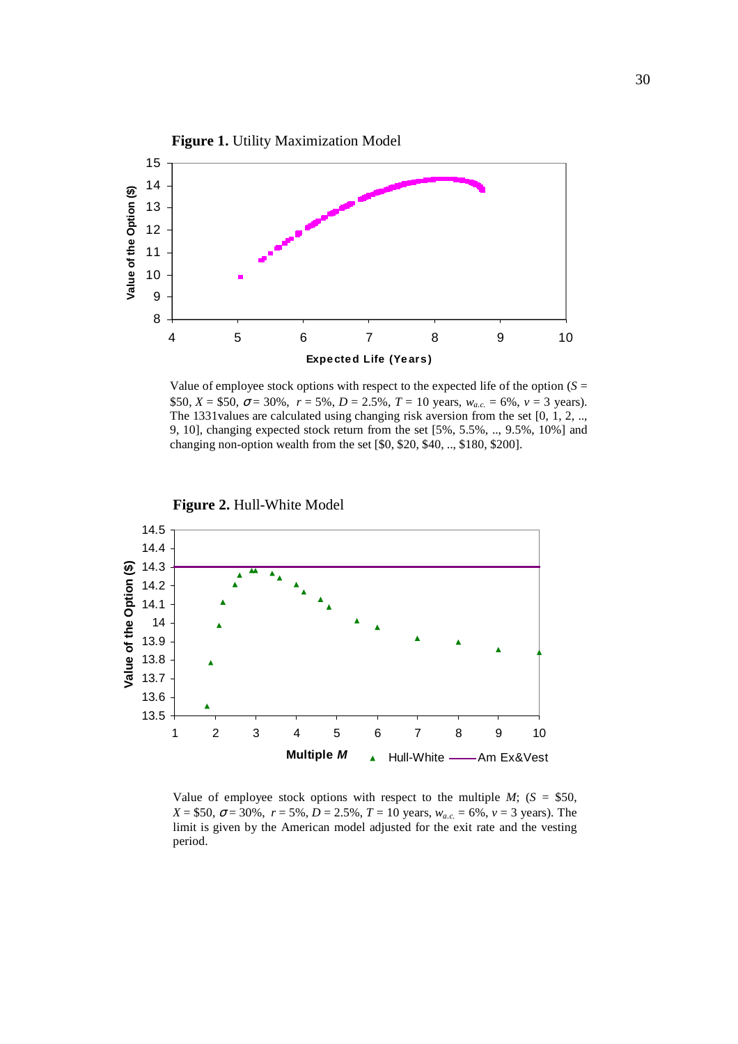**Figure 1.** Utility Maximization Model

Value of employee stock options with respect to the expected life of the option ($S$ = \$50, $X$ = \$50, $\sigma$ = 30%, $r$ = 5%, $D$ = 2.5%, $T$ = 10 years, $w_{a.c.}$ = 6%, $v$ = 3 years). The 1331values are calculated using changing risk aversion from the set [0, 1, 2, .., 9, 10], changing expected stock return from the set [5%, 5.5%, .., 9.5%, 10%] and changing non-option wealth from the set [\$0, \$20, \$40, .., \$180, \$200].

**Figure 2.** Hull-White Model

Value of employee stock options with respect to the multiple $M$; ($S$ = \$50, $X$ = \$50, $\sigma$ = 30%, $r$ = 5%, $D$ = 2.5%, $T$ = 10 years, $w_{a.c.}$ = 6%, $v$ = 3 years). The limit is given by the American model adjusted for the exit rate and the vesting period.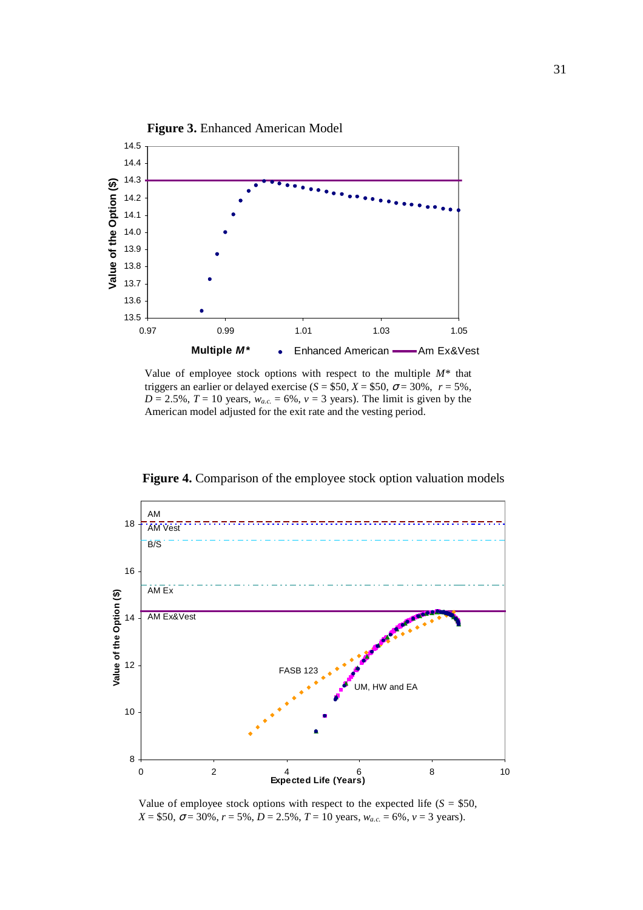**Figure 3.** Enhanced American Model

Value of employee stock options with respect to the multiple $M^*$ that triggers an earlier or delayed exercise ($S$ = \$50, $X$ = \$50, $\sigma$ = 30%, $r$ = 5%, $D$ = 2.5%, $T$ = 10 years, $w_{a.c.}$ = 6%, $v$ = 3 years). The limit is given by the American model adjusted for the exit rate and the vesting period.

**Figure 4.** Comparison of the employee stock option valuation models

Value of employee stock options with respect to the expected life ($S$ = \$50, $X$ = \$50, $\sigma$ = 30%, $r$ = 5%, $D$ = 2.5%, $T$ = 10 years, $w_{a.c.}$ = 6%, $v$ = 3 years).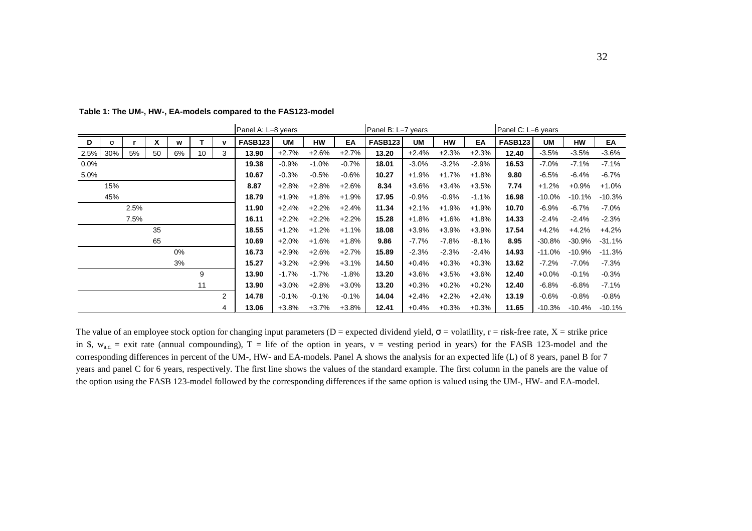**Table 1: The UM-, HW-, EA-models compared to the FAS123-model**

| | | | | | | | Panel A: L=8 years | | | | Panel B: L=7 years | | | | Panel C: L=6 years | | | |
|---|---|---|---|---|---|---|---|---|---|---|---|---|---|---|---|---|---|---|
| D | σ | r | X | w | T | v | FASB123 | UM | HW | EA | FASB123 | UM | HW | EA | FASB123 | UM | HW | EA |
| 2.5% | 30% | 5% | 50 | 6% | 10 | 3 | **13.90** | +2.7% | +2.6% | +2.7% | **13.20** | +2.4% | +2.3% | +2.3% | **12.40** | -3.5% | -3.5% | -3.6% |
| 0.0% | | | | | | | **19.38** | -0.9% | -1.0% | -0.7% | **18.01** | -3.0% | -3.2% | -2.9% | **16.53** | -7.0% | -7.1% | -7.1% |
| 5.0% | | | | | | | **10.67** | -0.3% | -0.5% | -0.6% | **10.27** | +1.9% | +1.7% | +1.8% | **9.80** | -6.5% | -6.4% | -6.7% |
| | 15% | | | | | | **8.87** | +2.8% | +2.8% | +2.6% | **8.34** | +3.6% | +3.4% | +3.5% | **7.74** | +1.2% | +0.9% | +1.0% |
| | 45% | | | | | | **18.79** | +1.9% | +1.8% | +1.9% | **17.95** | -0.9% | -0.9% | -1.1% | **16.98** | -10.0% | -10.1% | -10.3% |
| | | 2.5% | | | | | **11.90** | +2.4% | +2.2% | +2.4% | **11.34** | +2.1% | +1.9% | +1.9% | **10.70** | -6.9% | -6.7% | -7.0% |
| | | 7.5% | | | | | **16.11** | +2.2% | +2.2% | +2.2% | **15.28** | +1.8% | +1.6% | +1.8% | **14.33** | -2.4% | -2.4% | -2.3% |
| | | | 35 | | | | **18.55** | +1.2% | +1.2% | +1.1% | **18.08** | +3.9% | +3.9% | +3.9% | **17.54** | +4.2% | +4.2% | +4.2% |
| | | | 65 | | | | **10.69** | +2.0% | +1.6% | +1.8% | **9.86** | -7.7% | -7.8% | -8.1% | **8.95** | -30.8% | -30.9% | -31.1% |
| | | | | 0% | | | **16.73** | +2.9% | +2.6% | +2.7% | **15.89** | -2.3% | -2.3% | -2.4% | **14.93** | -11.0% | -10.9% | -11.3% |
| | | | | 3% | | | **15.27** | +3.2% | +2.9% | +3.1% | **14.50** | +0.4% | +0.3% | +0.3% | **13.62** | -7.2% | -7.0% | -7.3% |
| | | | | | 9 | | **13.90** | -1.7% | -1.7% | -1.8% | **13.20** | +3.6% | +3.5% | +3.6% | **12.40** | +0.0% | -0.1% | -0.3% |
| | | | | | 11 | | **13.90** | +3.0% | +2.8% | +3.0% | **13.20** | +0.3% | +0.2% | +0.2% | **12.40** | -6.8% | -6.8% | -7.1% |
| | | | | | | 2 | **14.78** | -0.1% | -0.1% | -0.1% | **14.04** | +2.4% | +2.2% | +2.4% | **13.19** | -0.6% | -0.8% | -0.8% |
| | | | | | | 4 | **13.06** | +3.8% | +3.7% | +3.8% | **12.41** | +0.4% | +0.3% | +0.3% | **11.65** | -10.3% | -10.4% | -10.1% |

The value of an employee stock option for changing input parameters (D = expected dividend yield, σ = volatility, r = risk-free rate, X = strike price in \$, $w_{a.c.}$ = exit rate (annual compounding), T = life of the option in years, v = vesting period in years) for the FASB 123-model and the corresponding differences in percent of the UM-, HW- and EA-models. Panel A shows the analysis for an expected life (L) of 8 years, panel B for 7 years and panel C for 6 years, respectively. The first line shows the values of the standard example. The first column in the panels are the value of the option using the FASB 123-model followed by the corresponding differences if the same option is valued using the UM-, HW- and EA-model.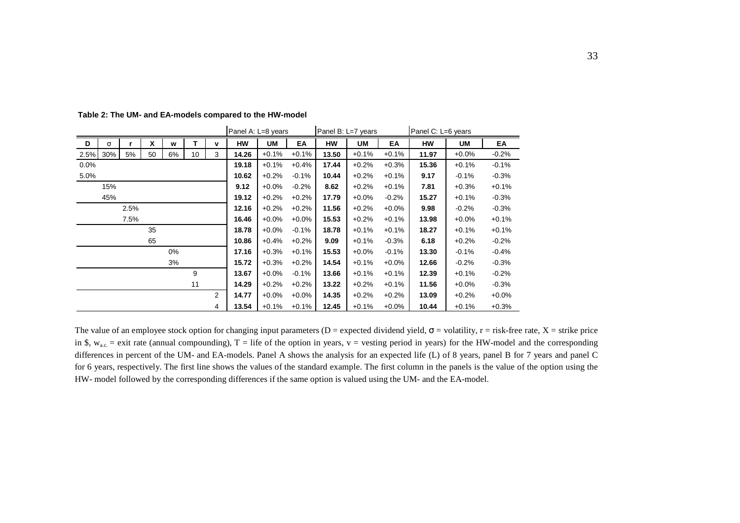**Table 2: The UM- and EA-models compared to the HW-model**

| | | | | | | | Panel A: L=8 years | | | Panel B: L=7 years | | | Panel C: L=6 years | | |
|---|---|---|---|---|---|---|---|---|---|---|---|---|---|---|---|
| D | σ | r | X | w | T | v | HW | UM | EA | HW | UM | EA | HW | UM | EA |
| 2.5% | 30% | 5% | 50 | 6% | 10 | 3 | **14.26** | +0.1% | +0.1% | **13.50** | +0.1% | +0.1% | **11.97** | +0.0% | -0.2% |
| 0.0% | | | | | | | **19.18** | +0.1% | +0.4% | **17.44** | +0.2% | +0.3% | **15.36** | +0.1% | -0.1% |
| 5.0% | | | | | | | **10.62** | +0.2% | -0.1% | **10.44** | +0.2% | +0.1% | **9.17** | -0.1% | -0.3% |
| | 15% | | | | | | **9.12** | +0.0% | -0.2% | **8.62** | +0.2% | +0.1% | **7.81** | +0.3% | +0.1% |
| | 45% | | | | | | **19.12** | +0.2% | +0.2% | **17.79** | +0.0% | -0.2% | **15.27** | +0.1% | -0.3% |
| | | 2.5% | | | | | **12.16** | +0.2% | +0.2% | **11.56** | +0.2% | +0.0% | **9.98** | -0.2% | -0.3% |
| | | 7.5% | | | | | **16.46** | +0.0% | +0.0% | **15.53** | +0.2% | +0.1% | **13.98** | +0.0% | +0.1% |
| | | | 35 | | | | **18.78** | +0.0% | -0.1% | **18.78** | +0.1% | +0.1% | **18.27** | +0.1% | +0.1% |
| | | | 65 | | | | **10.86** | +0.4% | +0.2% | **9.09** | +0.1% | -0.3% | **6.18** | +0.2% | -0.2% |
| | | | | 0% | | | **17.16** | +0.3% | +0.1% | **15.53** | +0.0% | -0.1% | **13.30** | -0.1% | -0.4% |
| | | | | 3% | | | **15.72** | +0.3% | +0.2% | **14.54** | +0.1% | +0.0% | **12.66** | -0.2% | -0.3% |
| | | | | | 9 | | **13.67** | +0.0% | -0.1% | **13.66** | +0.1% | +0.1% | **12.39** | +0.1% | -0.2% |
| | | | | | 11 | | **14.29** | +0.2% | +0.2% | **13.22** | +0.2% | +0.1% | **11.56** | +0.0% | -0.3% |
| | | | | | | 2 | **14.77** | +0.0% | +0.0% | **14.35** | +0.2% | +0.2% | **13.09** | +0.2% | +0.0% |
| | | | | | | 4 | **13.54** | +0.1% | +0.1% | **12.45** | +0.1% | +0.0% | **10.44** | +0.1% | +0.3% |

The value of an employee stock option for changing input parameters (D = expected dividend yield, σ = volatility, r = risk-free rate, X = strike price in \$, $w_{a.c.}$ = exit rate (annual compounding), T = life of the option in years, v = vesting period in years) for the HW-model and the corresponding differences in percent of the UM- and EA-models. Panel A shows the analysis for an expected life (L) of 8 years, panel B for 7 years and panel C for 6 years, respectively. The first line shows the values of the standard example. The first column in the panels is the value of the option using the HW- model followed by the corresponding differences if the same option is valued using the UM- and the EA-model.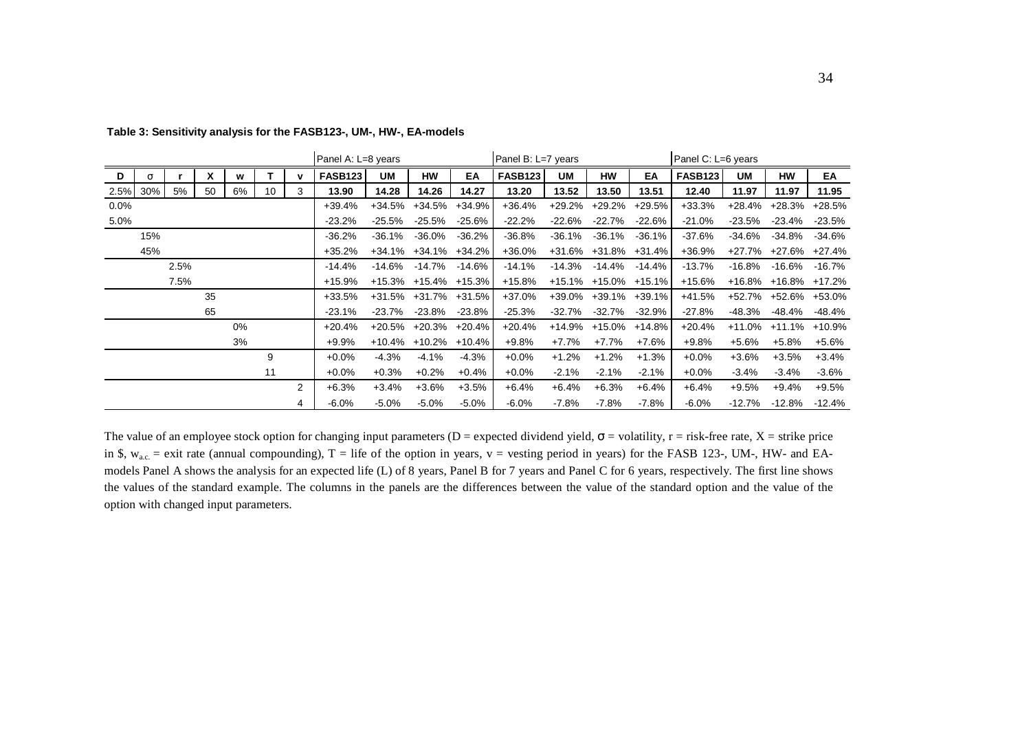**Table 3: Sensitivity analysis for the FASB123-, UM-, HW-, EA-models**

| | | | | | | | Panel A: L=8 years | | | | Panel B: L=7 years | | | | Panel C: L=6 years | | | |
|---|---|---|---|---|---|---|---|---|---|---|---|---|---|---|---|---|---|---|
| D | σ | r | X | w | T | v | FASB123 | UM | HW | EA | FASB123 | UM | HW | EA | FASB123 | UM | HW | EA |
| 2.5% | 30% | 5% | 50 | 6% | 10 | 3 | **13.90** | **14.28** | **14.26** | **14.27** | **13.20** | **13.52** | **13.50** | **13.51** | **12.40** | **11.97** | **11.97** | **11.95** |
| 0.0% | | | | | | | +39.4% | +34.5% | +34.5% | +34.9% | +36.4% | +29.2% | +29.2% | +29.5% | +33.3% | +28.4% | +28.3% | +28.5% |
| 5.0% | | | | | | | -23.2% | -25.5% | -25.5% | -25.6% | -22.2% | -22.6% | -22.7% | -22.6% | -21.0% | -23.5% | -23.4% | -23.5% |
| | 15% | | | | | | -36.2% | -36.1% | -36.0% | -36.2% | -36.8% | -36.1% | -36.1% | -36.1% | -37.6% | -34.6% | -34.8% | -34.6% |
| | 45% | | | | | | +35.2% | +34.1% | +34.1% | +34.2% | +36.0% | +31.6% | +31.8% | +31.4% | +36.9% | +27.7% | +27.6% | +27.4% |
| | | 2.5% | | | | | -14.4% | -14.6% | -14.7% | -14.6% | -14.1% | -14.3% | -14.4% | -14.4% | -13.7% | -16.8% | -16.6% | -16.7% |
| | | 7.5% | | | | | +15.9% | +15.3% | +15.4% | +15.3% | +15.8% | +15.1% | +15.0% | +15.1% | +15.6% | +16.8% | +16.8% | +17.2% |
| | | | 35 | | | | +33.5% | +31.5% | +31.7% | +31.5% | +37.0% | +39.0% | +39.1% | +39.1% | +41.5% | +52.7% | +52.6% | +53.0% |
| | | | 65 | | | | -23.1% | -23.7% | -23.8% | -23.8% | -25.3% | -32.7% | -32.7% | -32.9% | -27.8% | -48.3% | -48.4% | -48.4% |
| | | | | 0% | | | +20.4% | +20.5% | +20.3% | +20.4% | +20.4% | +14.9% | +15.0% | +14.8% | +20.4% | +11.0% | +11.1% | +10.9% |
| | | | | 3% | | | +9.9% | +10.4% | +10.2% | +10.4% | +9.8% | +7.7% | +7.7% | +7.6% | +9.8% | +5.6% | +5.8% | +5.6% |
| | | | | | 9 | | +0.0% | -4.3% | -4.1% | -4.3% | +0.0% | +1.2% | +1.2% | +1.3% | +0.0% | +3.6% | +3.5% | +3.4% |
| | | | | | 11 | | +0.0% | +0.3% | +0.2% | +0.4% | +0.0% | -2.1% | -2.1% | -2.1% | +0.0% | -3.4% | -3.4% | -3.6% |
| | | | | | | 2 | +6.3% | +3.4% | +3.6% | +3.5% | +6.4% | +6.4% | +6.3% | +6.4% | +6.4% | +9.5% | +9.4% | +9.5% |
| | | | | | | 4 | -6.0% | -5.0% | -5.0% | -5.0% | -6.0% | -7.8% | -7.8% | -7.8% | -6.0% | -12.7% | -12.8% | -12.4% |

The value of an employee stock option for changing input parameters (D = expected dividend yield, σ = volatility, r = risk-free rate, X = strike price in \$, $w_{a.c.}$ = exit rate (annual compounding), T = life of the option in years, v = vesting period in years) for the FASB 123-, UM-, HW- and EA-models Panel A shows the analysis for an expected life (L) of 8 years, Panel B for 7 years and Panel C for 6 years, respectively. The first line shows the values of the standard example. The columns in the panels are the differences between the value of the standard option and the value of the option with changed input parameters.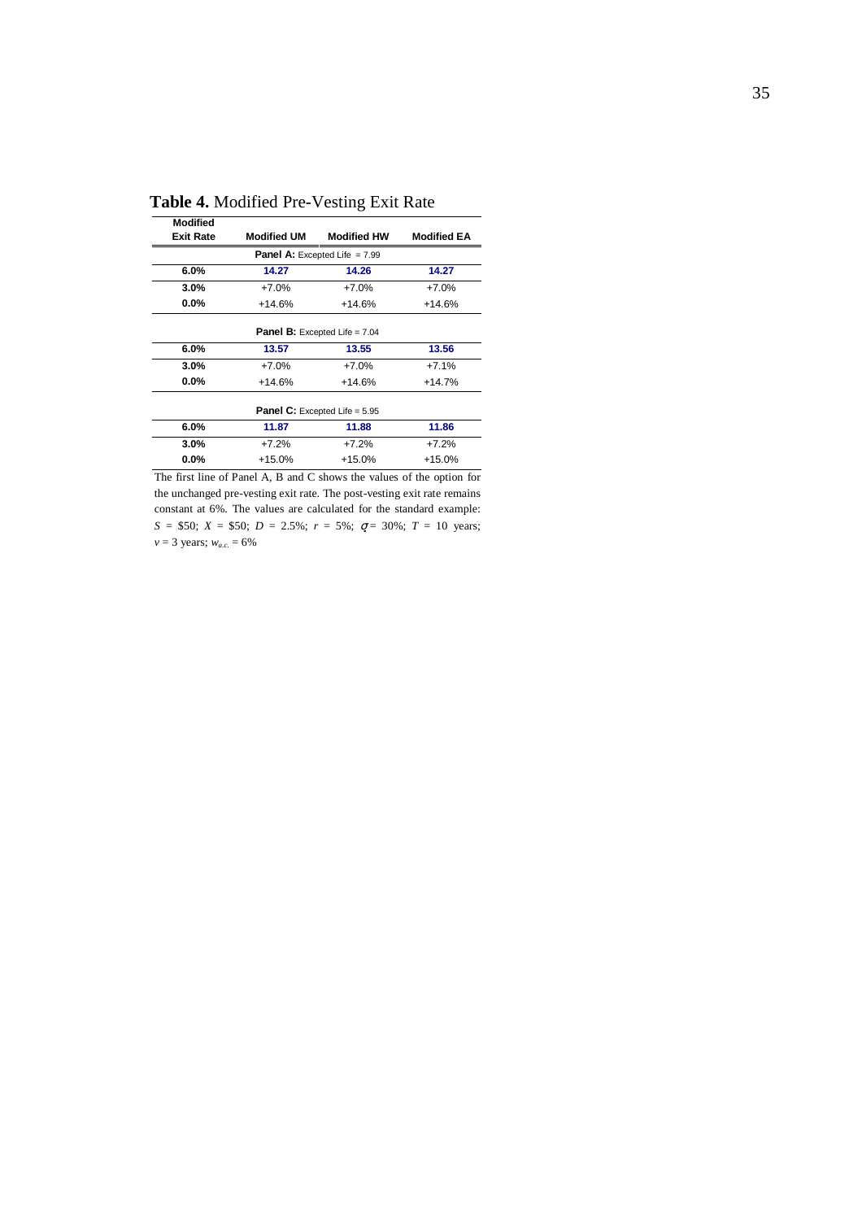**Table 4.** Modified Pre-Vesting Exit Rate

| Modified Exit Rate | Modified UM | Modified HW | Modified EA |
|---|---|---|---|
| | **Panel A:** Excepted Life = 7.99 | | |
| **6.0%** | **14.27** | **14.26** | **14.27** |
| **3.0%** | +7.0% | +7.0% | +7.0% |
| **0.0%** | +14.6% | +14.6% | +14.6% |
| | **Panel B:** Excepted Life = 7.04 | | |
| **6.0%** | **13.57** | **13.55** | **13.56** |
| **3.0%** | +7.0% | +7.0% | +7.1% |
| **0.0%** | +14.6% | +14.6% | +14.7% |
| | **Panel C:** Excepted Life = 5.95 | | |
| **6.0%** | **11.87** | **11.88** | **11.86** |
| **3.0%** | +7.2% | +7.2% | +7.2% |
| **0.0%** | +15.0% | +15.0% | +15.0% |

The first line of Panel A, B and C shows the values of the option for the unchanged pre-vesting exit rate. The post-vesting exit rate remains constant at 6%. The values are calculated for the standard example: $S$ = \$50; $X$ = \$50; $D$ = 2.5%; $r$ = 5%; $\sigma$ = 30%; $T$ = 10 years; $v$ = 3 years; $w_{a.c.}$ = 6%